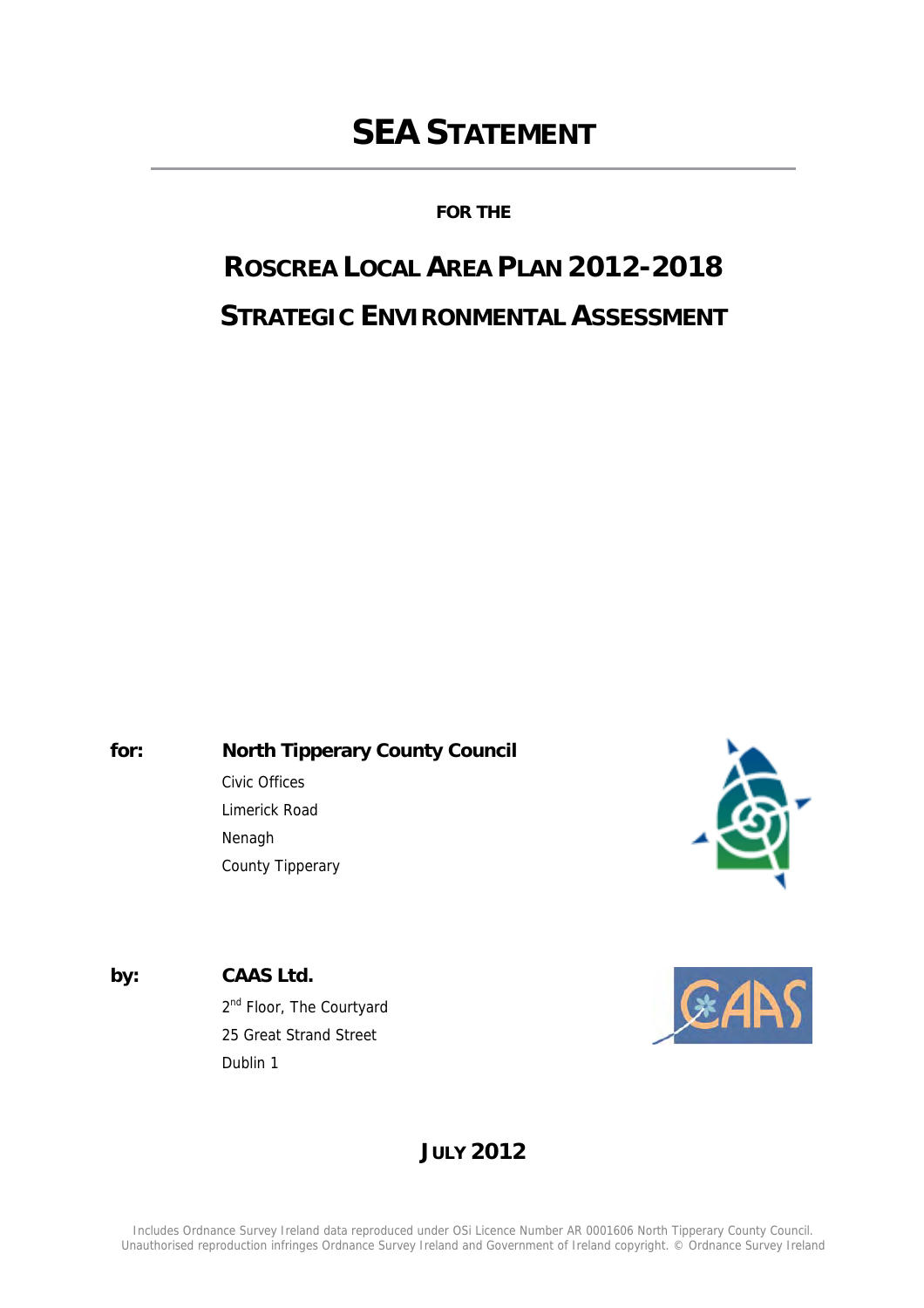# SEA STATEMENT

**FOR THE**

## ROSCREA LOCAL AREA PLAN 2012-2018

## STRATEGIC ENVIRONMENTAL ASSESSMENT

**for:** **North Tipperary County Council**

Civic Offices
Limerick Road
Nenagh
County Tipperary

**by:** **CAAS Ltd.**

2nd Floor, The Courtyard
25 Great Strand Street
Dublin 1

**JULY 2012**

Includes Ordnance Survey Ireland data reproduced under OSi Licence Number AR 0001606 North Tipperary County Council. Unauthorised reproduction infringes Ordnance Survey Ireland and Government of Ireland copyright. © Ordnance Survey Ireland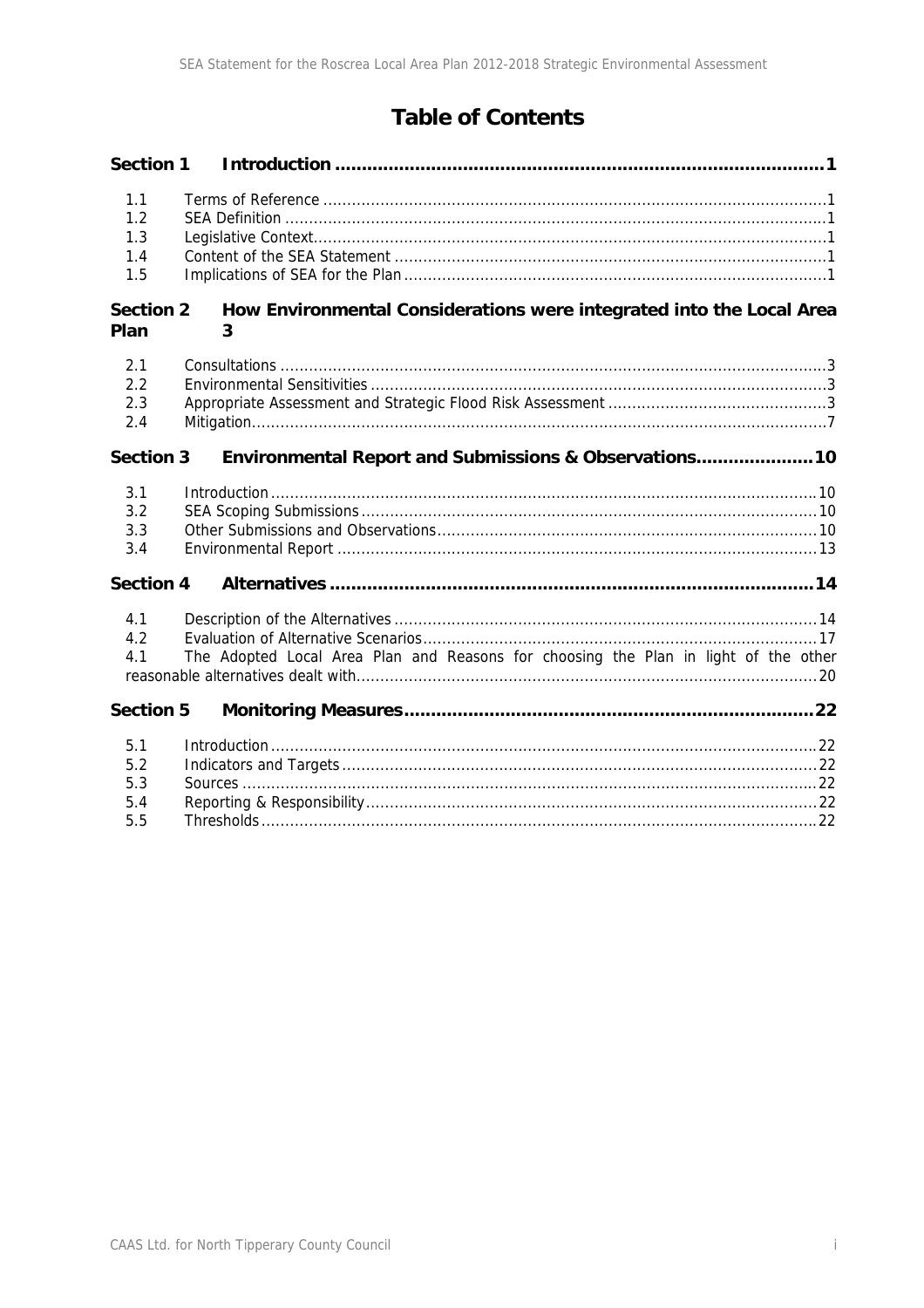# Table of Contents

**Section 1 Introduction** ............................................................ 1

- 1.1 Terms of Reference ............................................................ 1
- 1.2 SEA Definition ............................................................ 1
- 1.3 Legislative Context ............................................................ 1
- 1.4 Content of the SEA Statement ............................................................ 1
- 1.5 Implications of SEA for the Plan ............................................................ 1

**Section 2 How Environmental Considerations were integrated into the Local Area Plan** ... 3

- 2.1 Consultations ............................................................ 3
- 2.2 Environmental Sensitivities ............................................................ 3
- 2.3 Appropriate Assessment and Strategic Flood Risk Assessment ............................................................ 3
- 2.4 Mitigation ............................................................ 7

**Section 3 Environmental Report and Submissions & Observations** ............................................................ 10

- 3.1 Introduction ............................................................ 10
- 3.2 SEA Scoping Submissions ............................................................ 10
- 3.3 Other Submissions and Observations ............................................................ 10
- 3.4 Environmental Report ............................................................ 13

**Section 4 Alternatives** ............................................................ 14

- 4.1 Description of the Alternatives ............................................................ 14
- 4.2 Evaluation of Alternative Scenarios ............................................................ 17
- 4.1 The Adopted Local Area Plan and Reasons for choosing the Plan in light of the other reasonable alternatives dealt with ............................................................ 20

**Section 5 Monitoring Measures** ............................................................ 22

- 5.1 Introduction ............................................................ 22
- 5.2 Indicators and Targets ............................................................ 22
- 5.3 Sources ............................................................ 22
- 5.4 Reporting & Responsibility ............................................................ 22
- 5.5 Thresholds ............................................................ 22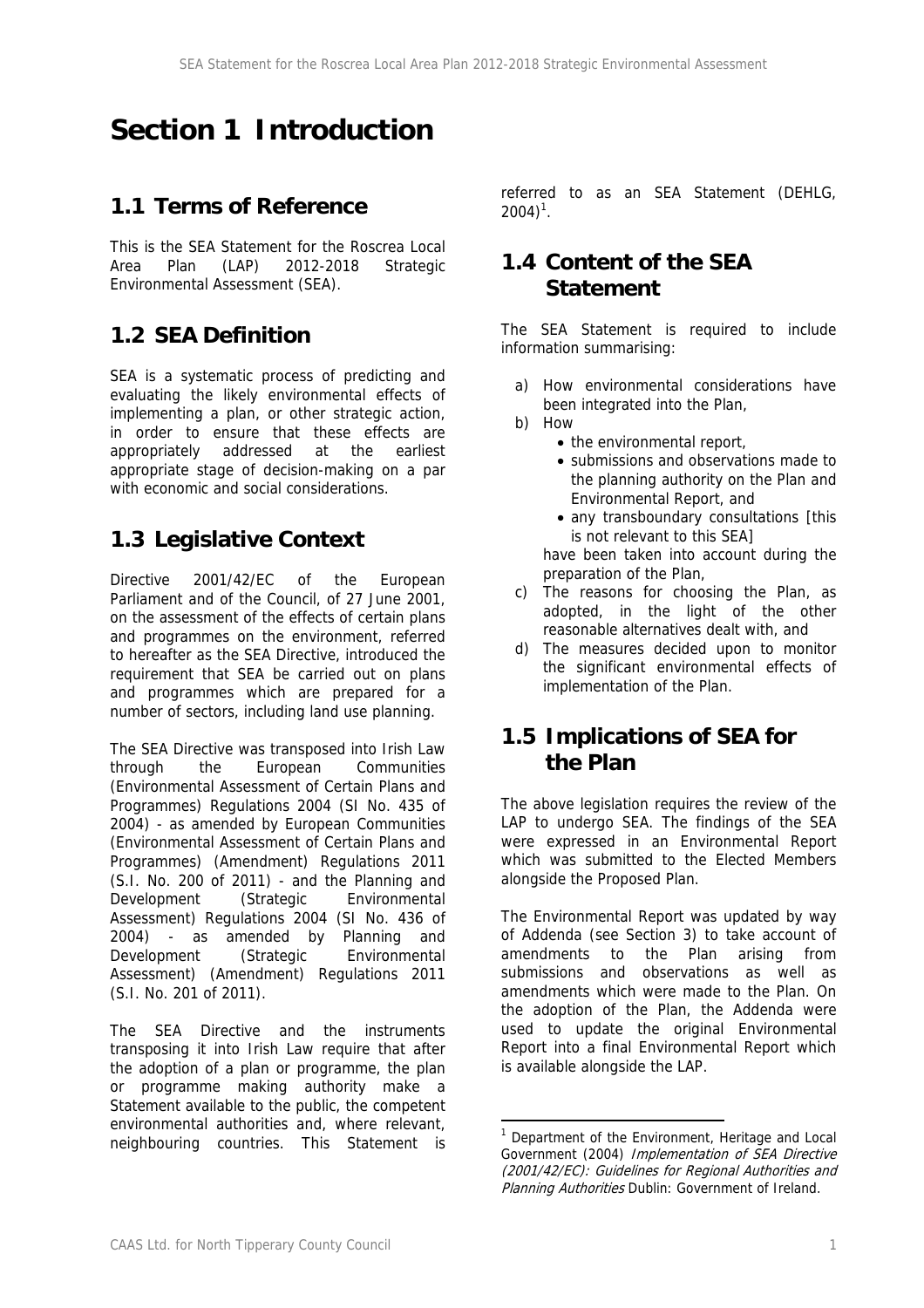# Section 1 Introduction

## 1.1 Terms of Reference

This is the SEA Statement for the Roscrea Local Area Plan (LAP) 2012-2018 Strategic Environmental Assessment (SEA).

## 1.2 SEA Definition

SEA is a systematic process of predicting and evaluating the likely environmental effects of implementing a plan, or other strategic action, in order to ensure that these effects are appropriately addressed at the earliest appropriate stage of decision-making on a par with economic and social considerations.

## 1.3 Legislative Context

Directive 2001/42/EC of the European Parliament and of the Council, of 27 June 2001, on the assessment of the effects of certain plans and programmes on the environment, referred to hereafter as the SEA Directive, introduced the requirement that SEA be carried out on plans and programmes which are prepared for a number of sectors, including land use planning.

The SEA Directive was transposed into Irish Law through the European Communities (Environmental Assessment of Certain Plans and Programmes) Regulations 2004 (SI No. 435 of 2004) - as amended by European Communities (Environmental Assessment of Certain Plans and Programmes) (Amendment) Regulations 2011 (S.I. No. 200 of 2011) - and the Planning and Development (Strategic Environmental Assessment) Regulations 2004 (SI No. 436 of 2004) - as amended by Planning and Development (Strategic Environmental Assessment) (Amendment) Regulations 2011 (S.I. No. 201 of 2011).

The SEA Directive and the instruments transposing it into Irish Law require that after the adoption of a plan or programme, the plan or programme making authority make a Statement available to the public, the competent environmental authorities and, where relevant, neighbouring countries. This Statement is referred to as an SEA Statement (DEHLG, 2004)[1].

## 1.4 Content of the SEA Statement

The SEA Statement is required to include information summarising:

a) How environmental considerations have been integrated into the Plan,
b) How
   - the environmental report,
   - submissions and observations made to the planning authority on the Plan and Environmental Report, and
   - any transboundary consultations [this is not relevant to this SEA]

   have been taken into account during the preparation of the Plan,
c) The reasons for choosing the Plan, as adopted, in the light of the other reasonable alternatives dealt with, and
d) The measures decided upon to monitor the significant environmental effects of implementation of the Plan.

## 1.5 Implications of SEA for the Plan

The above legislation requires the review of the LAP to undergo SEA. The findings of the SEA were expressed in an Environmental Report which was submitted to the Elected Members alongside the Proposed Plan.

The Environmental Report was updated by way of Addenda (see Section 3) to take account of amendments to the Plan arising from submissions and observations as well as amendments which were made to the Plan. On the adoption of the Plan, the Addenda were used to update the original Environmental Report into a final Environmental Report which is available alongside the LAP.

---

[1] Department of the Environment, Heritage and Local Government (2004) *Implementation of SEA Directive (2001/42/EC): Guidelines for Regional Authorities and Planning Authorities* Dublin: Government of Ireland.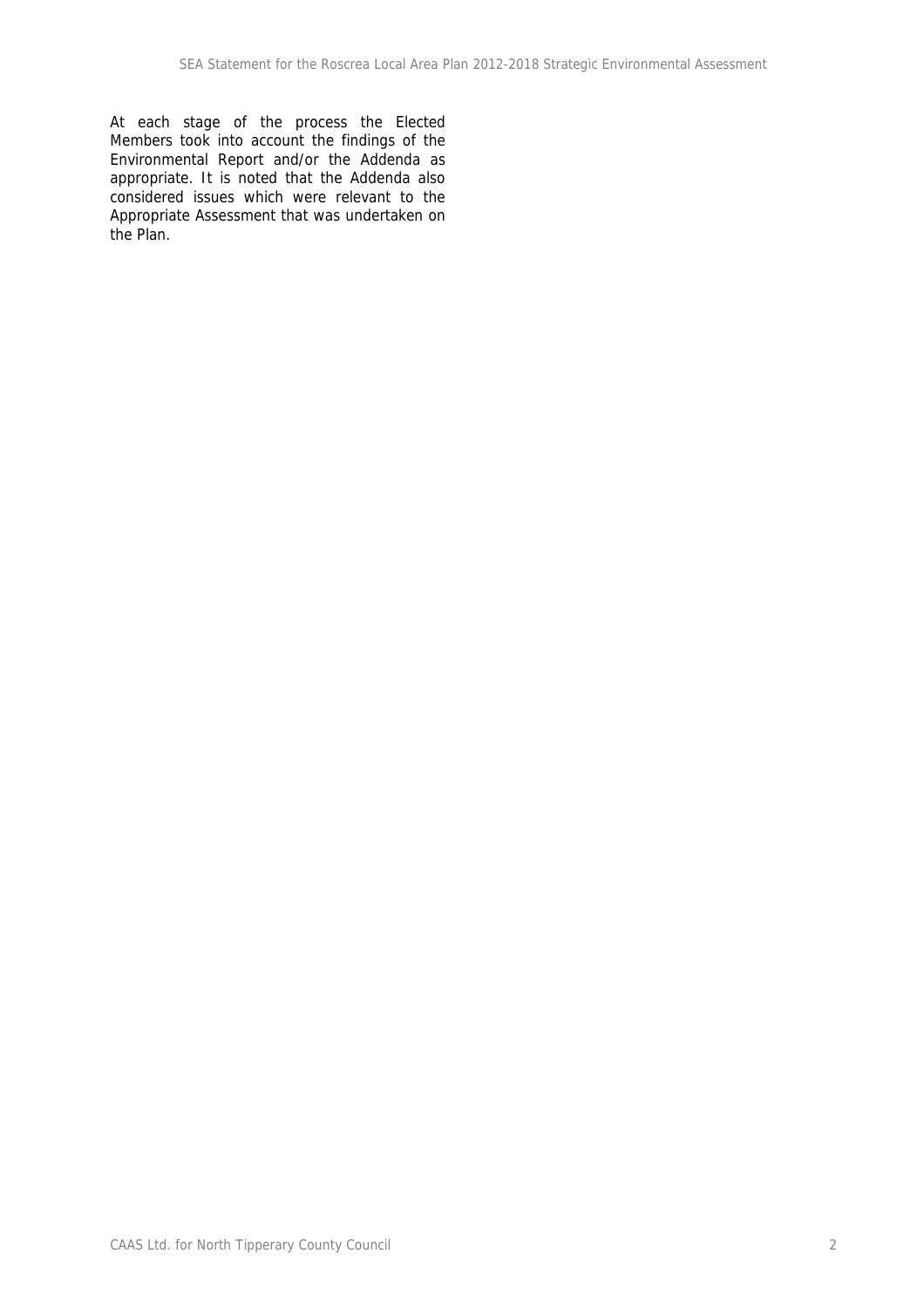At each stage of the process the Elected Members took into account the findings of the Environmental Report and/or the Addenda as appropriate. It is noted that the Addenda also considered issues which were relevant to the Appropriate Assessment that was undertaken on the Plan.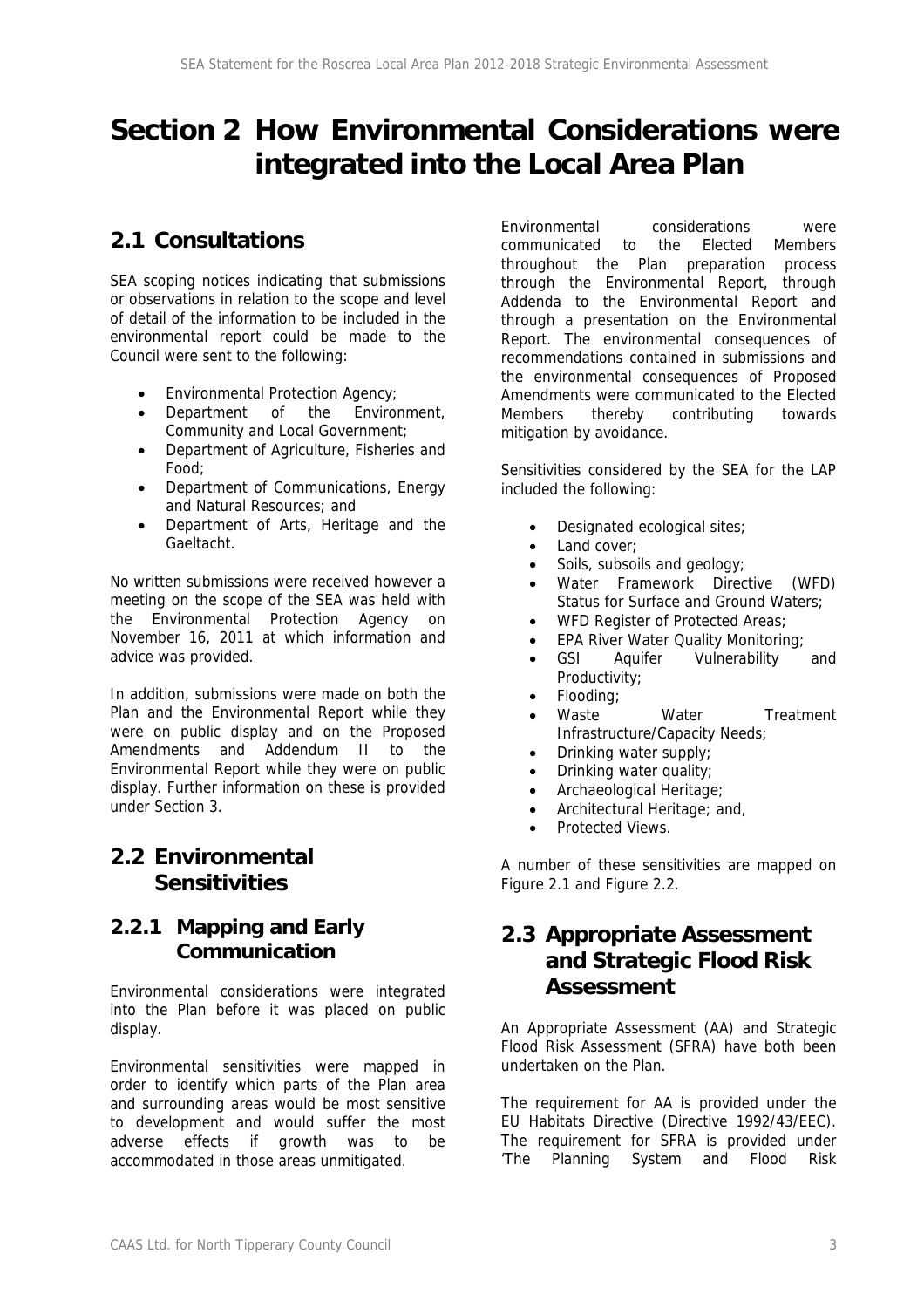# Section 2 How Environmental Considerations were integrated into the Local Area Plan

## 2.1 Consultations

SEA scoping notices indicating that submissions or observations in relation to the scope and level of detail of the information to be included in the environmental report could be made to the Council were sent to the following:

- Environmental Protection Agency;
- Department of the Environment, Community and Local Government;
- Department of Agriculture, Fisheries and Food;
- Department of Communications, Energy and Natural Resources; and
- Department of Arts, Heritage and the Gaeltacht.

No written submissions were received however a meeting on the scope of the SEA was held with the Environmental Protection Agency on November 16, 2011 at which information and advice was provided.

In addition, submissions were made on both the Plan and the Environmental Report while they were on public display and on the Proposed Amendments and Addendum II to the Environmental Report while they were on public display. Further information on these is provided under Section 3.

## 2.2 Environmental Sensitivities

### 2.2.1 Mapping and Early Communication

Environmental considerations were integrated into the Plan before it was placed on public display.

Environmental sensitivities were mapped in order to identify which parts of the Plan area and surrounding areas would be most sensitive to development and would suffer the most adverse effects if growth was to be accommodated in those areas unmitigated.

Environmental considerations were communicated to the Elected Members throughout the Plan preparation process through the Environmental Report, through Addenda to the Environmental Report and through a presentation on the Environmental Report. The environmental consequences of recommendations contained in submissions and the environmental consequences of Proposed Amendments were communicated to the Elected Members thereby contributing towards mitigation by avoidance.

Sensitivities considered by the SEA for the LAP included the following:

- Designated ecological sites;
- Land cover;
- Soils, subsoils and geology;
- Water Framework Directive (WFD) Status for Surface and Ground Waters;
- WFD Register of Protected Areas;
- EPA River Water Quality Monitoring;
- GSI Aquifer Vulnerability and Productivity;
- Flooding;
- Waste Water Treatment Infrastructure/Capacity Needs;
- Drinking water supply;
- Drinking water quality;
- Archaeological Heritage;
- Architectural Heritage; and,
- Protected Views.

A number of these sensitivities are mapped on Figure 2.1 and Figure 2.2.

## 2.3 Appropriate Assessment and Strategic Flood Risk Assessment

An Appropriate Assessment (AA) and Strategic Flood Risk Assessment (SFRA) have both been undertaken on the Plan.

The requirement for AA is provided under the EU Habitats Directive (Directive 1992/43/EEC). The requirement for SFRA is provided under 'The Planning System and Flood Risk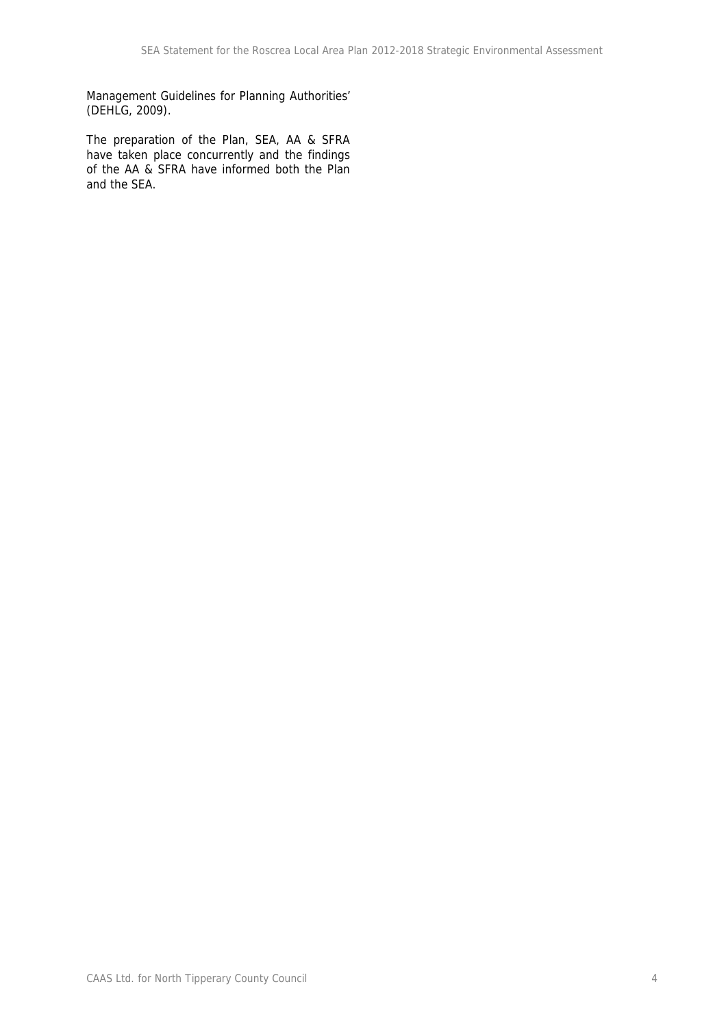Management Guidelines for Planning Authorities' (DEHLG, 2009).

The preparation of the Plan, SEA, AA & SFRA have taken place concurrently and the findings of the AA & SFRA have informed both the Plan and the SEA.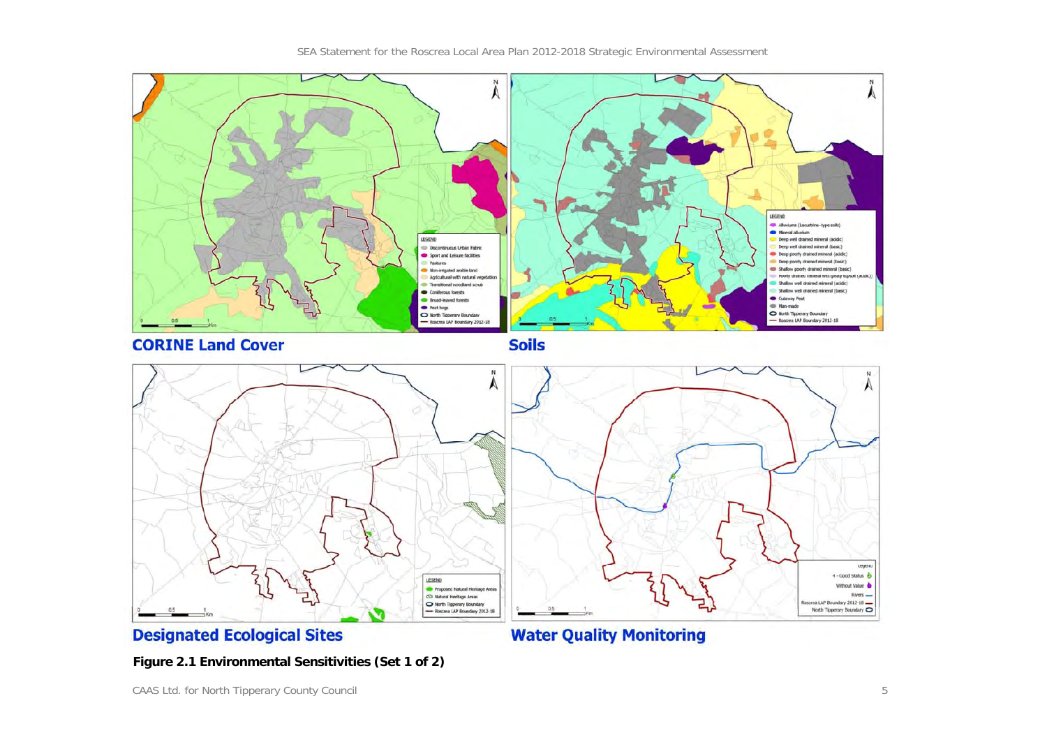**CORINE Land Cover**

**Soils**

**Designated Ecological Sites**

**Water Quality Monitoring**

**Figure 2.1 Environmental Sensitivities (Set 1 of 2)**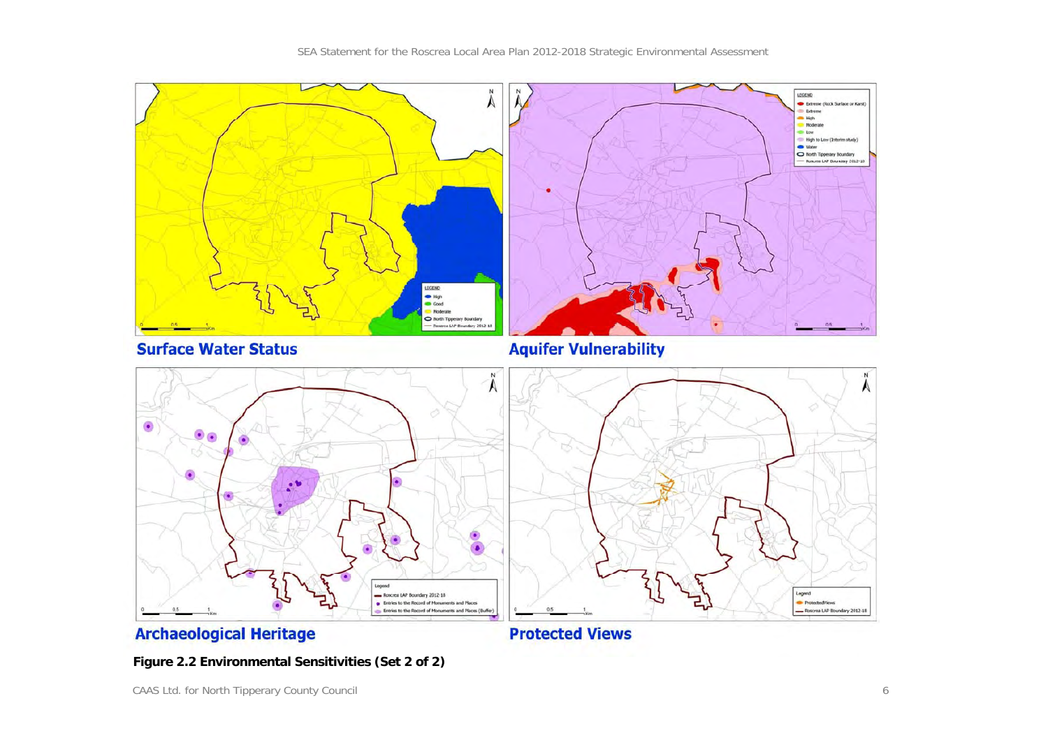**Surface Water Status**

**Aquifer Vulnerability**

**Archaeological Heritage**

**Protected Views**

**Figure 2.2 Environmental Sensitivities (Set 2 of 2)**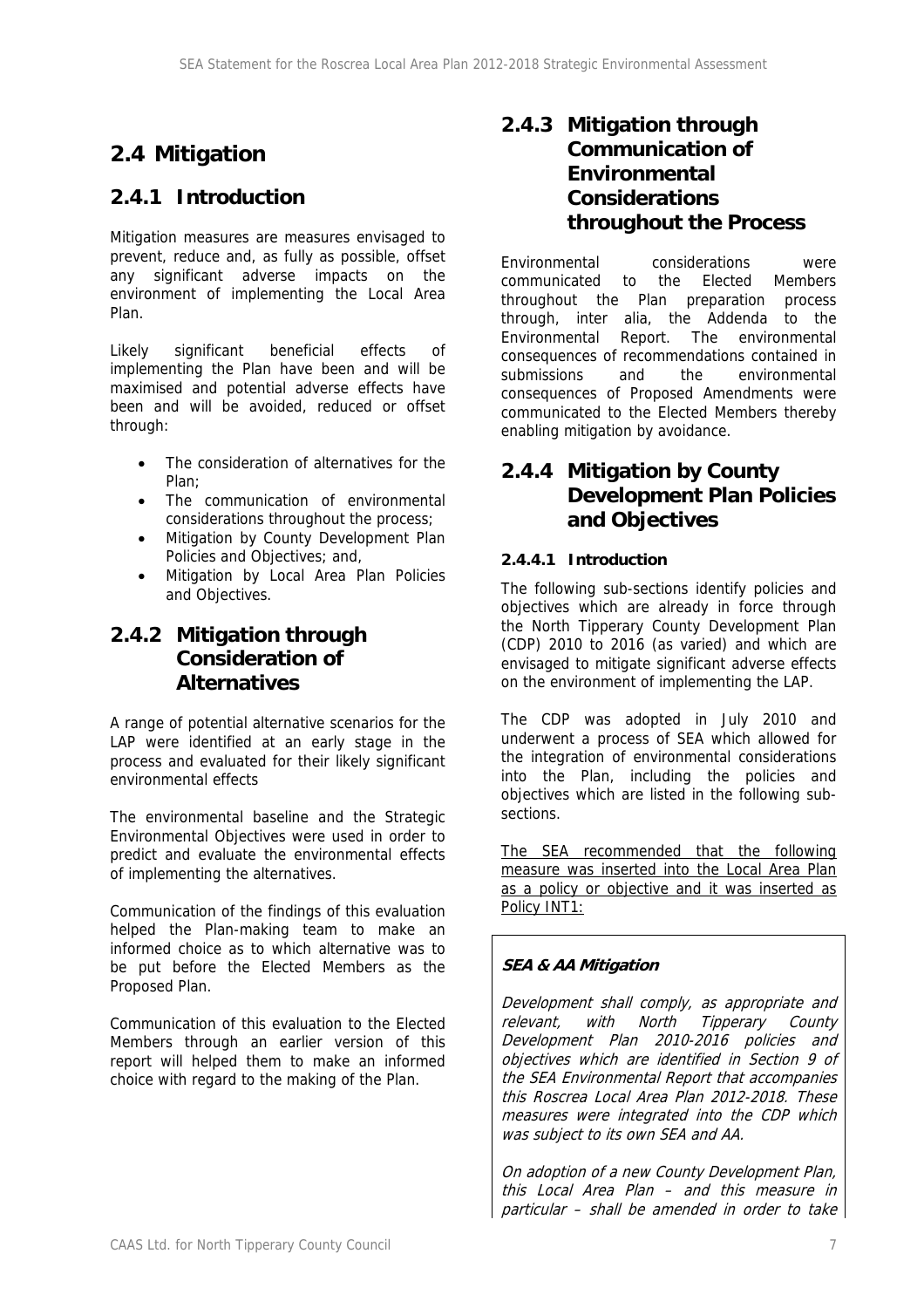## 2.4 Mitigation

### 2.4.1 Introduction

Mitigation measures are measures envisaged to prevent, reduce and, as fully as possible, offset any significant adverse impacts on the environment of implementing the Local Area Plan.

Likely significant beneficial effects of implementing the Plan have been and will be maximised and potential adverse effects have been and will be avoided, reduced or offset through:

- The consideration of alternatives for the Plan;
- The communication of environmental considerations throughout the process;
- Mitigation by County Development Plan Policies and Objectives; and,
- Mitigation by Local Area Plan Policies and Objectives.

### 2.4.2 Mitigation through Consideration of Alternatives

A range of potential alternative scenarios for the LAP were identified at an early stage in the process and evaluated for their likely significant environmental effects

The environmental baseline and the Strategic Environmental Objectives were used in order to predict and evaluate the environmental effects of implementing the alternatives.

Communication of the findings of this evaluation helped the Plan-making team to make an informed choice as to which alternative was to be put before the Elected Members as the Proposed Plan.

Communication of this evaluation to the Elected Members through an earlier version of this report will helped them to make an informed choice with regard to the making of the Plan.

### 2.4.3 Mitigation through Communication of Environmental Considerations throughout the Process

Environmental considerations were communicated to the Elected Members throughout the Plan preparation process through, inter alia, the Addenda to the Environmental Report. The environmental consequences of recommendations contained in submissions and the environmental consequences of Proposed Amendments were communicated to the Elected Members thereby enabling mitigation by avoidance.

### 2.4.4 Mitigation by County Development Plan Policies and Objectives

#### 2.4.4.1 Introduction

The following sub-sections identify policies and objectives which are already in force through the North Tipperary County Development Plan (CDP) 2010 to 2016 (as varied) and which are envisaged to mitigate significant adverse effects on the environment of implementing the LAP.

The CDP was adopted in July 2010 and underwent a process of SEA which allowed for the integration of environmental considerations into the Plan, including the policies and objectives which are listed in the following sub-sections.

<u>The SEA recommended that the following measure was inserted into the Local Area Plan as a policy or objective and it was inserted as Policy INT1:</u>

> ***SEA & AA Mitigation***
>
> *Development shall comply, as appropriate and relevant, with North Tipperary County Development Plan 2010-2016 policies and objectives which are identified in Section 9 of the SEA Environmental Report that accompanies this Roscrea Local Area Plan 2012-2018. These measures were integrated into the CDP which was subject to its own SEA and AA.*
>
> *On adoption of a new County Development Plan, this Local Area Plan – and this measure in particular – shall be amended in order to take*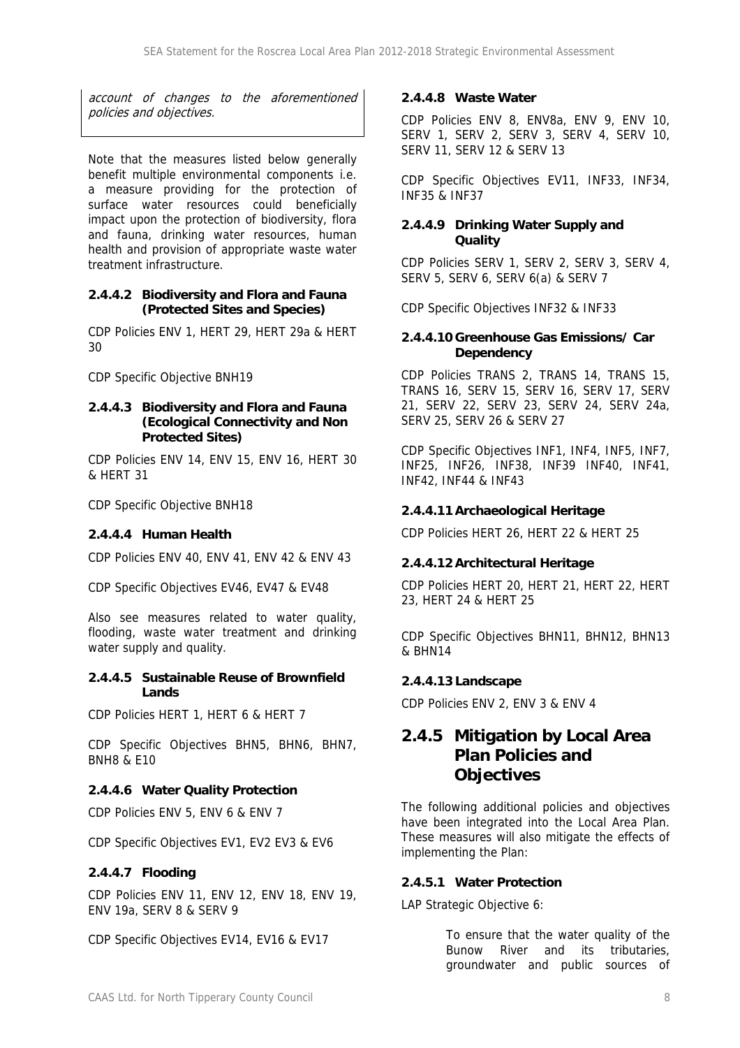*account of changes to the aforementioned policies and objectives.*

Note that the measures listed below generally benefit multiple environmental components i.e. a measure providing for the protection of surface water resources could beneficially impact upon the protection of biodiversity, flora and fauna, drinking water resources, human health and provision of appropriate waste water treatment infrastructure.

#### 2.4.4.2 Biodiversity and Flora and Fauna (Protected Sites and Species)

CDP Policies ENV 1, HERT 29, HERT 29a & HERT 30

CDP Specific Objective BNH19

#### 2.4.4.3 Biodiversity and Flora and Fauna (Ecological Connectivity and Non Protected Sites)

CDP Policies ENV 14, ENV 15, ENV 16, HERT 30 & HERT 31

CDP Specific Objective BNH18

#### 2.4.4.4 Human Health

CDP Policies ENV 40, ENV 41, ENV 42 & ENV 43

CDP Specific Objectives EV46, EV47 & EV48

Also see measures related to water quality, flooding, waste water treatment and drinking water supply and quality.

#### 2.4.4.5 Sustainable Reuse of Brownfield Lands

CDP Policies HERT 1, HERT 6 & HERT 7

CDP Specific Objectives BHN5, BHN6, BHN7, BNH8 & E10

#### 2.4.4.6 Water Quality Protection

CDP Policies ENV 5, ENV 6 & ENV 7

CDP Specific Objectives EV1, EV2 EV3 & EV6

#### 2.4.4.7 Flooding

CDP Policies ENV 11, ENV 12, ENV 18, ENV 19, ENV 19a, SERV 8 & SERV 9

CDP Specific Objectives EV14, EV16 & EV17

#### 2.4.4.8 Waste Water

CDP Policies ENV 8, ENV8a, ENV 9, ENV 10, SERV 1, SERV 2, SERV 3, SERV 4, SERV 10, SERV 11, SERV 12 & SERV 13

CDP Specific Objectives EV11, INF33, INF34, INF35 & INF37

#### 2.4.4.9 Drinking Water Supply and Quality

CDP Policies SERV 1, SERV 2, SERV 3, SERV 4, SERV 5, SERV 6, SERV 6(a) & SERV 7

CDP Specific Objectives INF32 & INF33

#### 2.4.4.10 Greenhouse Gas Emissions/ Car Dependency

CDP Policies TRANS 2, TRANS 14, TRANS 15, TRANS 16, SERV 15, SERV 16, SERV 17, SERV 21, SERV 22, SERV 23, SERV 24, SERV 24a, SERV 25, SERV 26 & SERV 27

CDP Specific Objectives INF1, INF4, INF5, INF7, INF25, INF26, INF38, INF39 INF40, INF41, INF42, INF44 & INF43

#### 2.4.4.11 Archaeological Heritage

CDP Policies HERT 26, HERT 22 & HERT 25

#### 2.4.4.12 Architectural Heritage

CDP Policies HERT 20, HERT 21, HERT 22, HERT 23, HERT 24 & HERT 25

CDP Specific Objectives BHN11, BHN12, BHN13 & BHN14

#### 2.4.4.13 Landscape

CDP Policies ENV 2, ENV 3 & ENV 4

## 2.4.5 Mitigation by Local Area Plan Policies and Objectives

The following additional policies and objectives have been integrated into the Local Area Plan. These measures will also mitigate the effects of implementing the Plan:

#### 2.4.5.1 Water Protection

LAP Strategic Objective 6:

> To ensure that the water quality of the Bunow River and its tributaries, groundwater and public sources of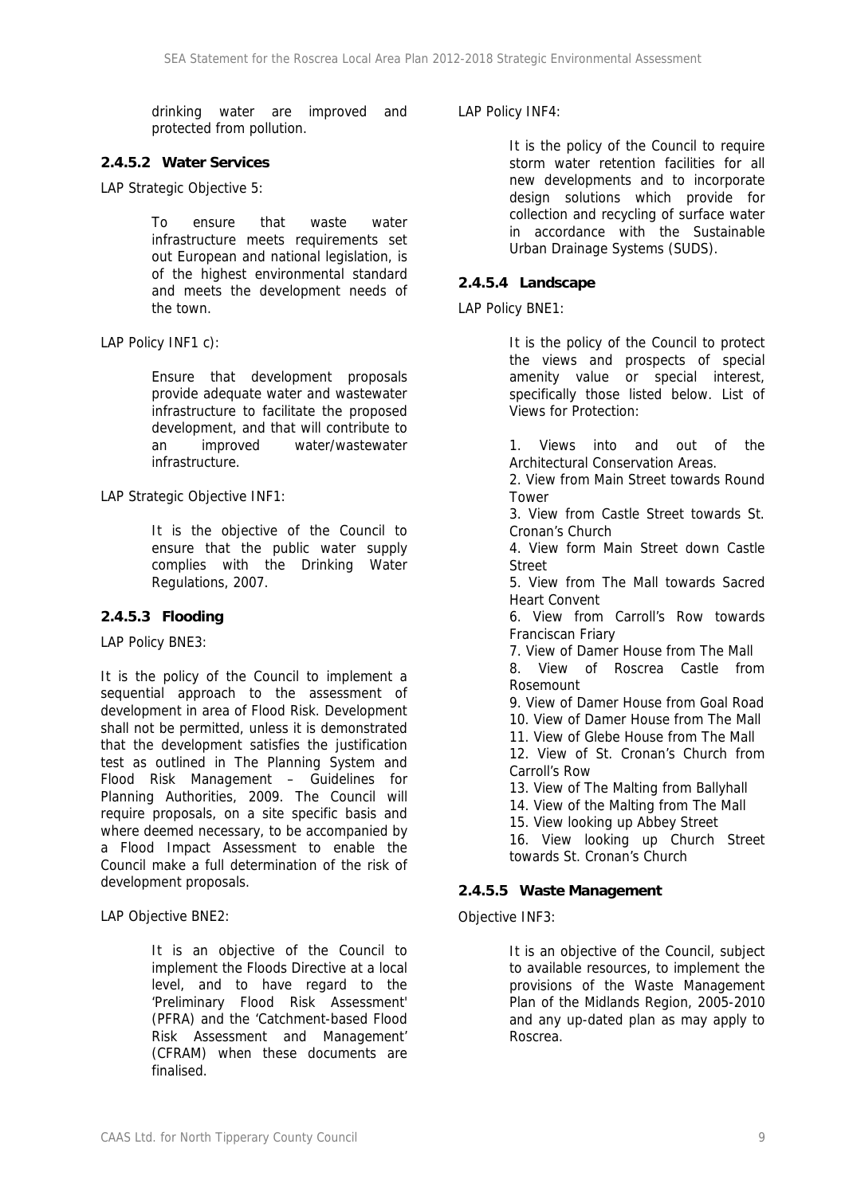drinking water are improved and protected from pollution.

### 2.4.5.2 Water Services

LAP Strategic Objective 5:

> To ensure that waste water infrastructure meets requirements set out European and national legislation, is of the highest environmental standard and meets the development needs of the town.

LAP Policy INF1 c):

> Ensure that development proposals provide adequate water and wastewater infrastructure to facilitate the proposed development, and that will contribute to an improved water/wastewater infrastructure.

LAP Strategic Objective INF1:

> It is the objective of the Council to ensure that the public water supply complies with the Drinking Water Regulations, 2007.

### 2.4.5.3 Flooding

LAP Policy BNE3:

It is the policy of the Council to implement a sequential approach to the assessment of development in area of Flood Risk. Development shall not be permitted, unless it is demonstrated that the development satisfies the justification test as outlined in The Planning System and Flood Risk Management – Guidelines for Planning Authorities, 2009. The Council will require proposals, on a site specific basis and where deemed necessary, to be accompanied by a Flood Impact Assessment to enable the Council make a full determination of the risk of development proposals.

LAP Objective BNE2:

> It is an objective of the Council to implement the Floods Directive at a local level, and to have regard to the 'Preliminary Flood Risk Assessment' (PFRA) and the 'Catchment-based Flood Risk Assessment and Management' (CFRAM) when these documents are finalised.

LAP Policy INF4:

> It is the policy of the Council to require storm water retention facilities for all new developments and to incorporate design solutions which provide for collection and recycling of surface water in accordance with the Sustainable Urban Drainage Systems (SUDS).

### 2.4.5.4 Landscape

LAP Policy BNE1:

> It is the policy of the Council to protect the views and prospects of special amenity value or special interest, specifically those listed below. List of Views for Protection:
>
> 1. Views into and out of the Architectural Conservation Areas.
> 2. View from Main Street towards Round Tower
> 3. View from Castle Street towards St. Cronan's Church
> 4. View form Main Street down Castle Street
> 5. View from The Mall towards Sacred Heart Convent
> 6. View from Carroll's Row towards Franciscan Friary
> 7. View of Damer House from The Mall
> 8. View of Roscrea Castle from Rosemount
> 9. View of Damer House from Goal Road
> 10. View of Damer House from The Mall
> 11. View of Glebe House from The Mall
> 12. View of St. Cronan's Church from Carroll's Row
> 13. View of The Malting from Ballyhall
> 14. View of the Malting from The Mall
> 15. View looking up Abbey Street
> 16. View looking up Church Street towards St. Cronan's Church

### 2.4.5.5 Waste Management

Objective INF3:

> It is an objective of the Council, subject to available resources, to implement the provisions of the Waste Management Plan of the Midlands Region, 2005-2010 and any up-dated plan as may apply to Roscrea.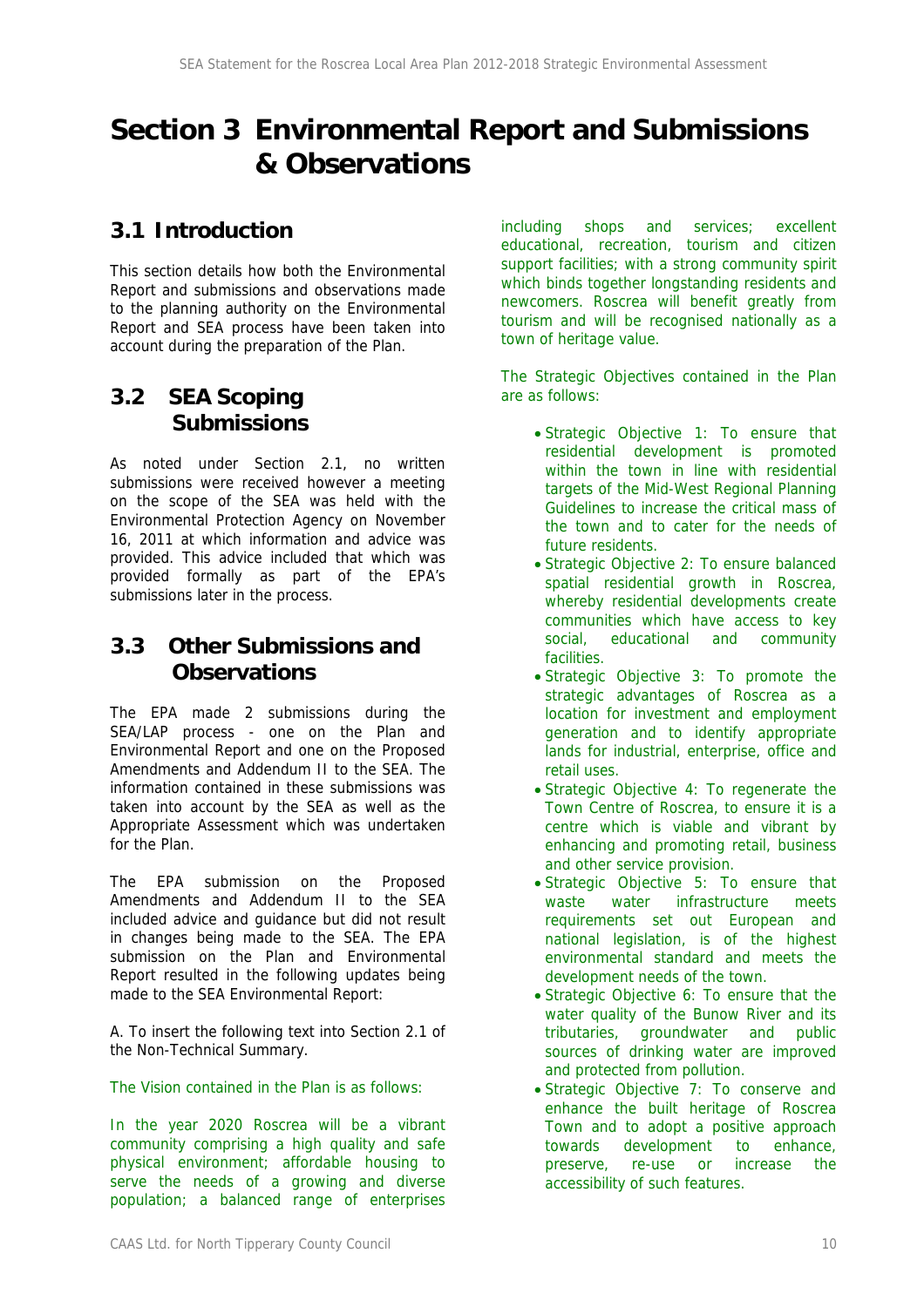# Section 3 Environmental Report and Submissions & Observations

## 3.1 Introduction

This section details how both the Environmental Report and submissions and observations made to the planning authority on the Environmental Report and SEA process have been taken into account during the preparation of the Plan.

## 3.2 SEA Scoping Submissions

As noted under Section 2.1, no written submissions were received however a meeting on the scope of the SEA was held with the Environmental Protection Agency on November 16, 2011 at which information and advice was provided. This advice included that which was provided formally as part of the EPA's submissions later in the process.

## 3.3 Other Submissions and Observations

The EPA made 2 submissions during the SEA/LAP process - one on the Plan and Environmental Report and one on the Proposed Amendments and Addendum II to the SEA. The information contained in these submissions was taken into account by the SEA as well as the Appropriate Assessment which was undertaken for the Plan.

The EPA submission on the Proposed Amendments and Addendum II to the SEA included advice and guidance but did not result in changes being made to the SEA. The EPA submission on the Plan and Environmental Report resulted in the following updates being made to the SEA Environmental Report:

A. To insert the following text into Section 2.1 of the Non-Technical Summary.

The Vision contained in the Plan is as follows:

In the year 2020 Roscrea will be a vibrant community comprising a high quality and safe physical environment; affordable housing to serve the needs of a growing and diverse population; a balanced range of enterprises including shops and services; excellent educational, recreation, tourism and citizen support facilities; with a strong community spirit which binds together longstanding residents and newcomers. Roscrea will benefit greatly from tourism and will be recognised nationally as a town of heritage value.

The Strategic Objectives contained in the Plan are as follows:

- Strategic Objective 1: To ensure that residential development is promoted within the town in line with residential targets of the Mid-West Regional Planning Guidelines to increase the critical mass of the town and to cater for the needs of future residents.
- Strategic Objective 2: To ensure balanced spatial residential growth in Roscrea, whereby residential developments create communities which have access to key social, educational and community facilities.
- Strategic Objective 3: To promote the strategic advantages of Roscrea as a location for investment and employment generation and to identify appropriate lands for industrial, enterprise, office and retail uses.
- Strategic Objective 4: To regenerate the Town Centre of Roscrea, to ensure it is a centre which is viable and vibrant by enhancing and promoting retail, business and other service provision.
- Strategic Objective 5: To ensure that waste water infrastructure meets requirements set out European and national legislation, is of the highest environmental standard and meets the development needs of the town.
- Strategic Objective 6: To ensure that the water quality of the Bunow River and its tributaries, groundwater and public sources of drinking water are improved and protected from pollution.
- Strategic Objective 7: To conserve and enhance the built heritage of Roscrea Town and to adopt a positive approach towards development to enhance, preserve, re-use or increase the accessibility of such features.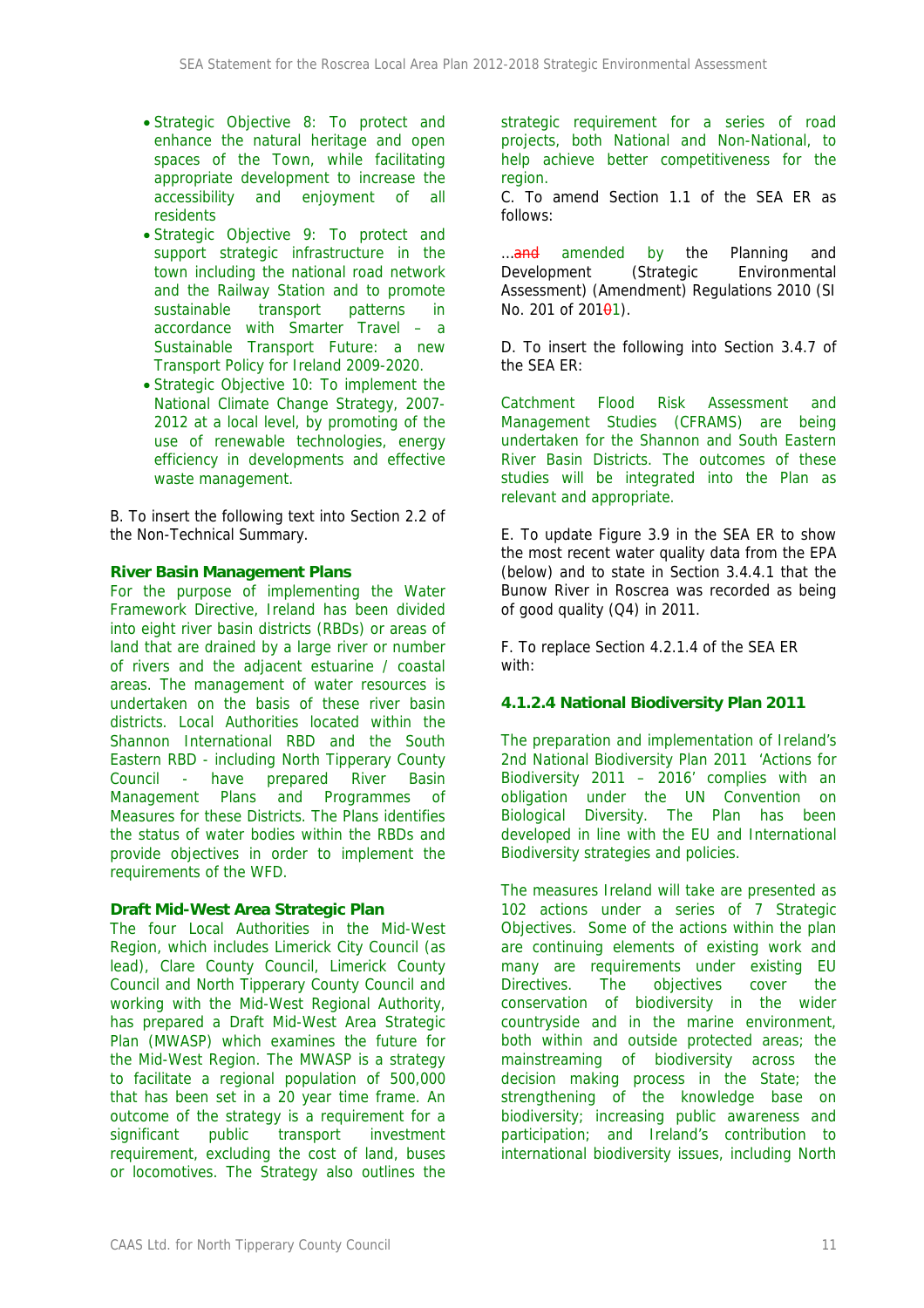- Strategic Objective 8: To protect and enhance the natural heritage and open spaces of the Town, while facilitating appropriate development to increase the accessibility and enjoyment of all residents
- Strategic Objective 9: To protect and support strategic infrastructure in the town including the national road network and the Railway Station and to promote sustainable transport patterns in accordance with Smarter Travel – a Sustainable Transport Future: a new Transport Policy for Ireland 2009-2020.
- Strategic Objective 10: To implement the National Climate Change Strategy, 2007-2012 at a local level, by promoting of the use of renewable technologies, energy efficiency in developments and effective waste management.

B. To insert the following text into Section 2.2 of the Non-Technical Summary.

**River Basin Management Plans**

For the purpose of implementing the Water Framework Directive, Ireland has been divided into eight river basin districts (RBDs) or areas of land that are drained by a large river or number of rivers and the adjacent estuarine / coastal areas. The management of water resources is undertaken on the basis of these river basin districts. Local Authorities located within the Shannon International RBD and the South Eastern RBD - including North Tipperary County Council - have prepared River Basin Management Plans and Programmes of Measures for these Districts. The Plans identifies the status of water bodies within the RBDs and provide objectives in order to implement the requirements of the WFD.

**Draft Mid-West Area Strategic Plan**

The four Local Authorities in the Mid-West Region, which includes Limerick City Council (as lead), Clare County Council, Limerick County Council and North Tipperary County Council and working with the Mid-West Regional Authority, has prepared a Draft Mid-West Area Strategic Plan (MWASP) which examines the future for the Mid-West Region. The MWASP is a strategy to facilitate a regional population of 500,000 that has been set in a 20 year time frame. An outcome of the strategy is a requirement for a significant public transport investment requirement, excluding the cost of land, buses or locomotives. The Strategy also outlines the strategic requirement for a series of road projects, both National and Non-National, to help achieve better competitiveness for the region.

C. To amend Section 1.1 of the SEA ER as follows:

…~~and~~ amended by the Planning and Development (Strategic Environmental Assessment) (Amendment) Regulations 2010 (SI No. 201 of 201~~0~~1).

D. To insert the following into Section 3.4.7 of the SEA ER:

Catchment Flood Risk Assessment and Management Studies (CFRAMS) are being undertaken for the Shannon and South Eastern River Basin Districts. The outcomes of these studies will be integrated into the Plan as relevant and appropriate.

E. To update Figure 3.9 in the SEA ER to show the most recent water quality data from the EPA (below) and to state in Section 3.4.4.1 that the Bunow River in Roscrea was recorded as being of good quality (Q4) in 2011.

F. To replace Section 4.2.1.4 of the SEA ER with:

**4.1.2.4 National Biodiversity Plan 2011**

The preparation and implementation of Ireland's 2nd National Biodiversity Plan 2011 'Actions for Biodiversity 2011 – 2016' complies with an obligation under the UN Convention on Biological Diversity. The Plan has been developed in line with the EU and International Biodiversity strategies and policies.

The measures Ireland will take are presented as 102 actions under a series of 7 Strategic Objectives. Some of the actions within the plan are continuing elements of existing work and many are requirements under existing EU Directives. The objectives cover the conservation of biodiversity in the wider countryside and in the marine environment, both within and outside protected areas; the mainstreaming of biodiversity across the decision making process in the State; the strengthening of the knowledge base on biodiversity; increasing public awareness and participation; and Ireland's contribution to international biodiversity issues, including North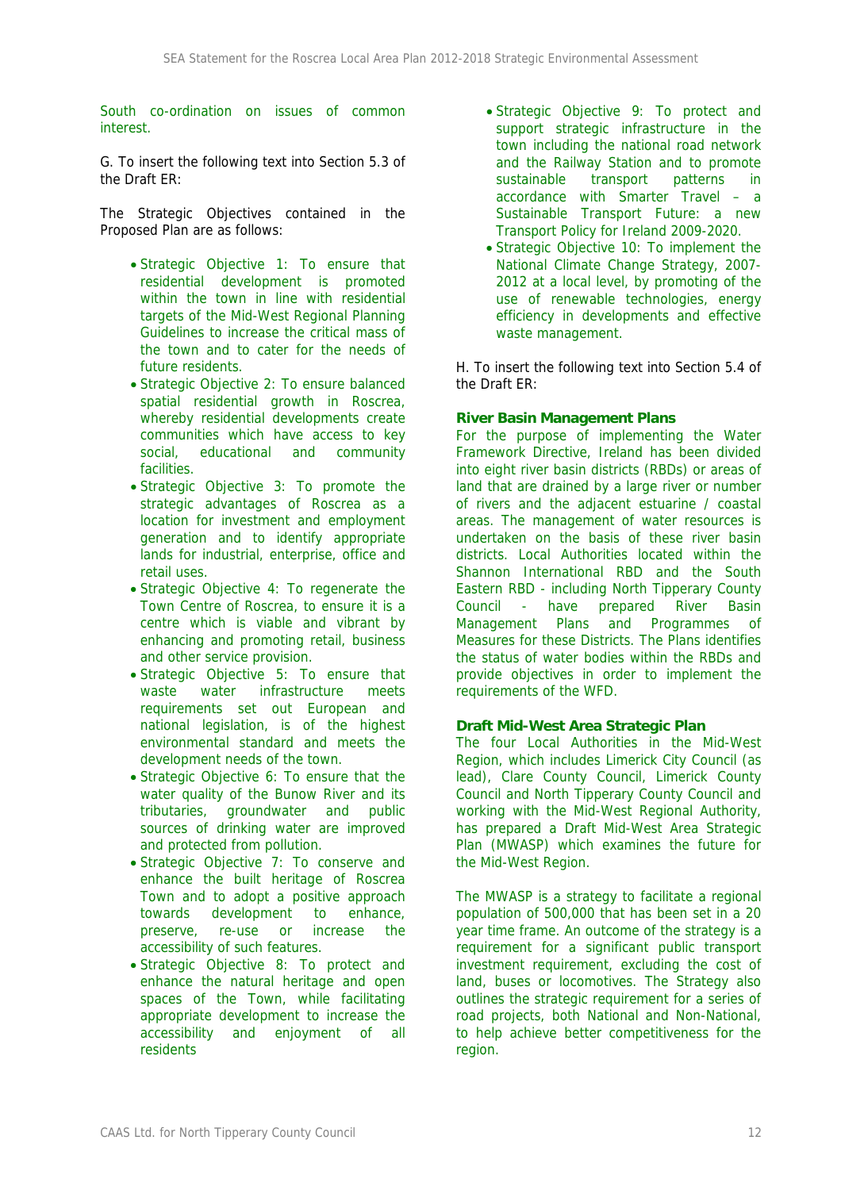South co-ordination on issues of common interest.

G. To insert the following text into Section 5.3 of the Draft ER:

The Strategic Objectives contained in the Proposed Plan are as follows:

- Strategic Objective 1: To ensure that residential development is promoted within the town in line with residential targets of the Mid-West Regional Planning Guidelines to increase the critical mass of the town and to cater for the needs of future residents.
- Strategic Objective 2: To ensure balanced spatial residential growth in Roscrea, whereby residential developments create communities which have access to key social, educational and community facilities.
- Strategic Objective 3: To promote the strategic advantages of Roscrea as a location for investment and employment generation and to identify appropriate lands for industrial, enterprise, office and retail uses.
- Strategic Objective 4: To regenerate the Town Centre of Roscrea, to ensure it is a centre which is viable and vibrant by enhancing and promoting retail, business and other service provision.
- Strategic Objective 5: To ensure that waste water infrastructure meets requirements set out European and national legislation, is of the highest environmental standard and meets the development needs of the town.
- Strategic Objective 6: To ensure that the water quality of the Bunow River and its tributaries, groundwater and public sources of drinking water are improved and protected from pollution.
- Strategic Objective 7: To conserve and enhance the built heritage of Roscrea Town and to adopt a positive approach towards development to enhance, preserve, re-use or increase the accessibility of such features.
- Strategic Objective 8: To protect and enhance the natural heritage and open spaces of the Town, while facilitating appropriate development to increase the accessibility and enjoyment of all residents
- Strategic Objective 9: To protect and support strategic infrastructure in the town including the national road network and the Railway Station and to promote sustainable transport patterns in accordance with Smarter Travel – a Sustainable Transport Future: a new Transport Policy for Ireland 2009-2020.
- Strategic Objective 10: To implement the National Climate Change Strategy, 2007-2012 at a local level, by promoting of the use of renewable technologies, energy efficiency in developments and effective waste management.

H. To insert the following text into Section 5.4 of the Draft ER:

**River Basin Management Plans**

For the purpose of implementing the Water Framework Directive, Ireland has been divided into eight river basin districts (RBDs) or areas of land that are drained by a large river or number of rivers and the adjacent estuarine / coastal areas. The management of water resources is undertaken on the basis of these river basin districts. Local Authorities located within the Shannon International RBD and the South Eastern RBD - including North Tipperary County Council - have prepared River Basin Management Plans and Programmes of Measures for these Districts. The Plans identifies the status of water bodies within the RBDs and provide objectives in order to implement the requirements of the WFD.

**Draft Mid-West Area Strategic Plan**

The four Local Authorities in the Mid-West Region, which includes Limerick City Council (as lead), Clare County Council, Limerick County Council and North Tipperary County Council and working with the Mid-West Regional Authority, has prepared a Draft Mid-West Area Strategic Plan (MWASP) which examines the future for the Mid-West Region.

The MWASP is a strategy to facilitate a regional population of 500,000 that has been set in a 20 year time frame. An outcome of the strategy is a requirement for a significant public transport investment requirement, excluding the cost of land, buses or locomotives. The Strategy also outlines the strategic requirement for a series of road projects, both National and Non-National, to help achieve better competitiveness for the region.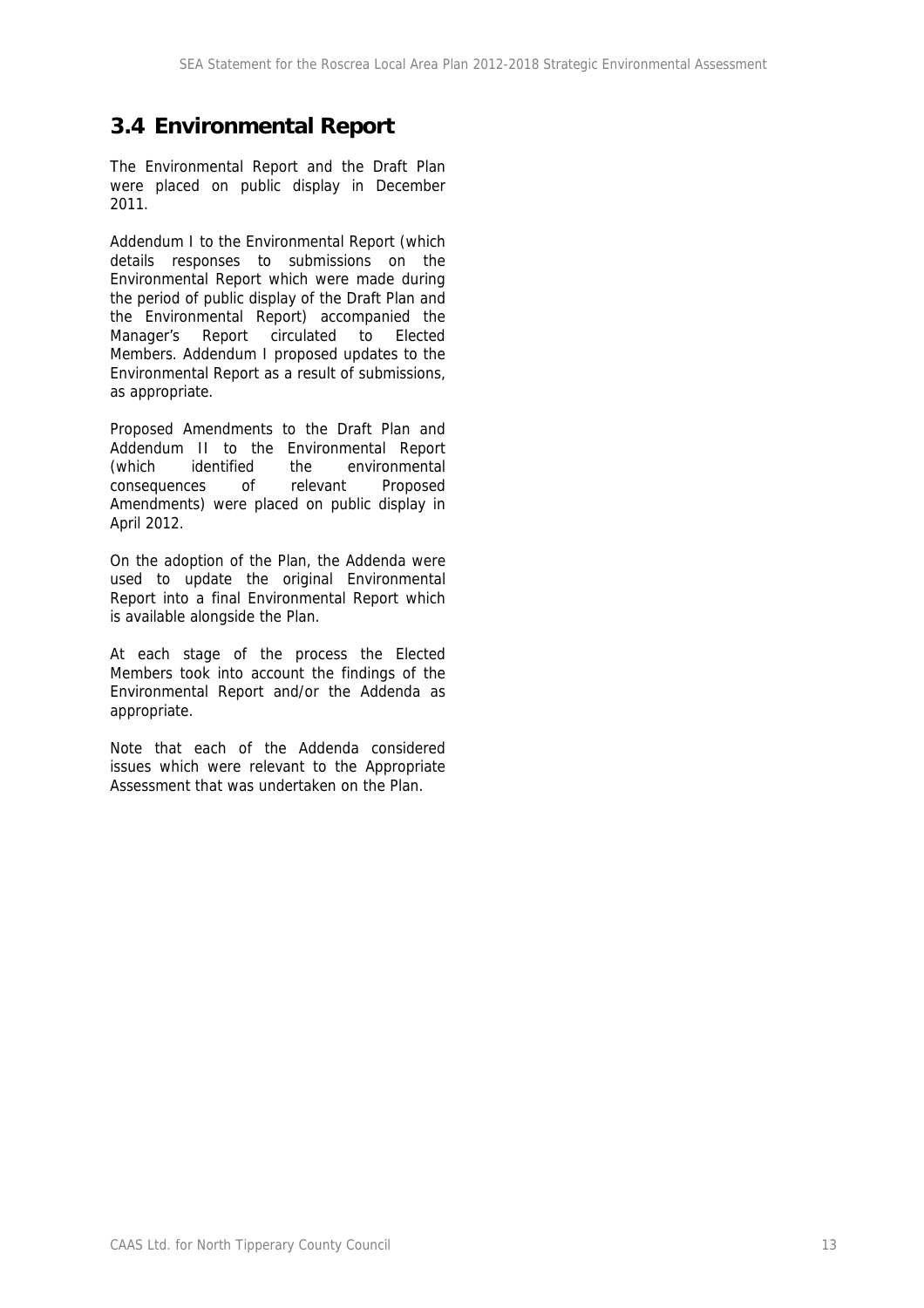## 3.4 Environmental Report

The Environmental Report and the Draft Plan were placed on public display in December 2011.

Addendum I to the Environmental Report (which details responses to submissions on the Environmental Report which were made during the period of public display of the Draft Plan and the Environmental Report) accompanied the Manager's Report circulated to Elected Members. Addendum I proposed updates to the Environmental Report as a result of submissions, as appropriate.

Proposed Amendments to the Draft Plan and Addendum II to the Environmental Report (which identified the environmental consequences of relevant Proposed Amendments) were placed on public display in April 2012.

On the adoption of the Plan, the Addenda were used to update the original Environmental Report into a final Environmental Report which is available alongside the Plan.

At each stage of the process the Elected Members took into account the findings of the Environmental Report and/or the Addenda as appropriate.

Note that each of the Addenda considered issues which were relevant to the Appropriate Assessment that was undertaken on the Plan.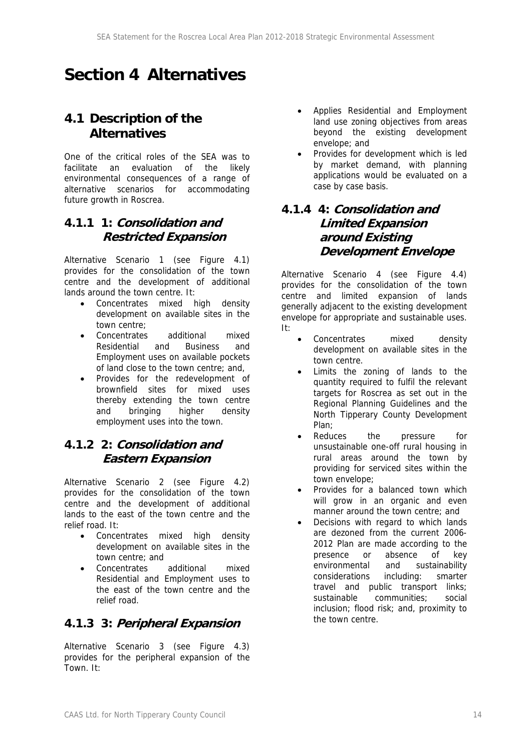# Section 4 Alternatives

## 4.1 Description of the Alternatives

One of the critical roles of the SEA was to facilitate an evaluation of the likely environmental consequences of a range of alternative scenarios for accommodating future growth in Roscrea.

### 4.1.1 1: *Consolidation and Restricted Expansion*

Alternative Scenario 1 (see Figure 4.1) provides for the consolidation of the town centre and the development of additional lands around the town centre. It:

- Concentrates mixed high density development on available sites in the town centre;
- Concentrates additional mixed Residential and Business and Employment uses on available pockets of land close to the town centre; and,
- Provides for the redevelopment of brownfield sites for mixed uses thereby extending the town centre and bringing higher density employment uses into the town.

### 4.1.2 2: *Consolidation and Eastern Expansion*

Alternative Scenario 2 (see Figure 4.2) provides for the consolidation of the town centre and the development of additional lands to the east of the town centre and the relief road. It:

- Concentrates mixed high density development on available sites in the town centre; and
- Concentrates additional mixed Residential and Employment uses to the east of the town centre and the relief road.

### 4.1.3 3: *Peripheral Expansion*

Alternative Scenario 3 (see Figure 4.3) provides for the peripheral expansion of the Town. It:

- Applies Residential and Employment land use zoning objectives from areas beyond the existing development envelope; and
- Provides for development which is led by market demand, with planning applications would be evaluated on a case by case basis.

### 4.1.4 4: *Consolidation and Limited Expansion around Existing Development Envelope*

Alternative Scenario 4 (see Figure 4.4) provides for the consolidation of the town centre and limited expansion of lands generally adjacent to the existing development envelope for appropriate and sustainable uses. It:

- Concentrates mixed density development on available sites in the town centre.
- Limits the zoning of lands to the quantity required to fulfil the relevant targets for Roscrea as set out in the Regional Planning Guidelines and the North Tipperary County Development Plan;
- Reduces the pressure for unsustainable one-off rural housing in rural areas around the town by providing for serviced sites within the town envelope;
- Provides for a balanced town which will grow in an organic and even manner around the town centre; and
- Decisions with regard to which lands are dezoned from the current 2006-2012 Plan are made according to the presence or absence of key environmental and sustainability considerations including: smarter travel and public transport links; sustainable communities; social inclusion; flood risk; and, proximity to the town centre.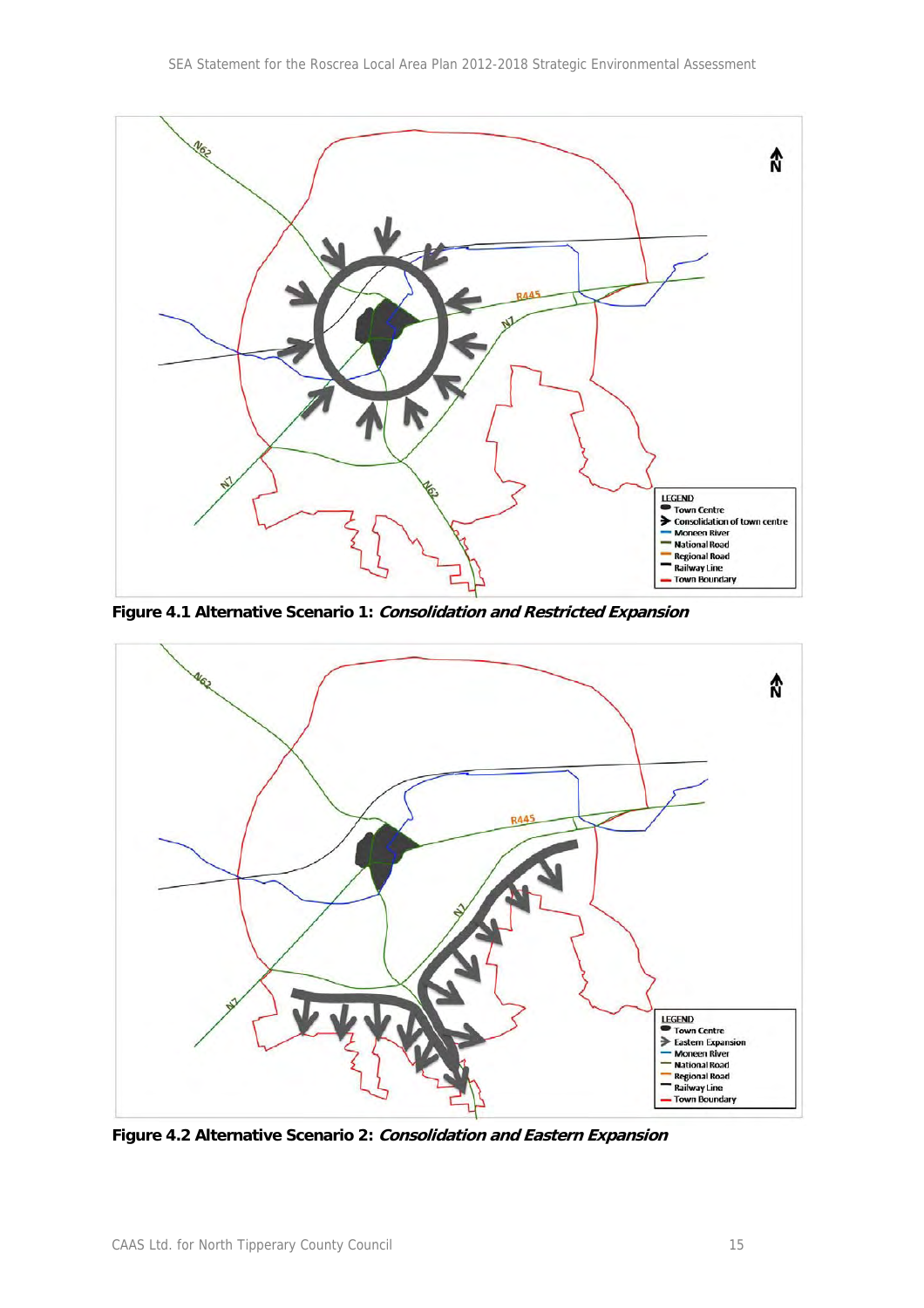**Figure 4.1 Alternative Scenario 1:** ***Consolidation and Restricted Expansion***

**Figure 4.2 Alternative Scenario 2:** ***Consolidation and Eastern Expansion***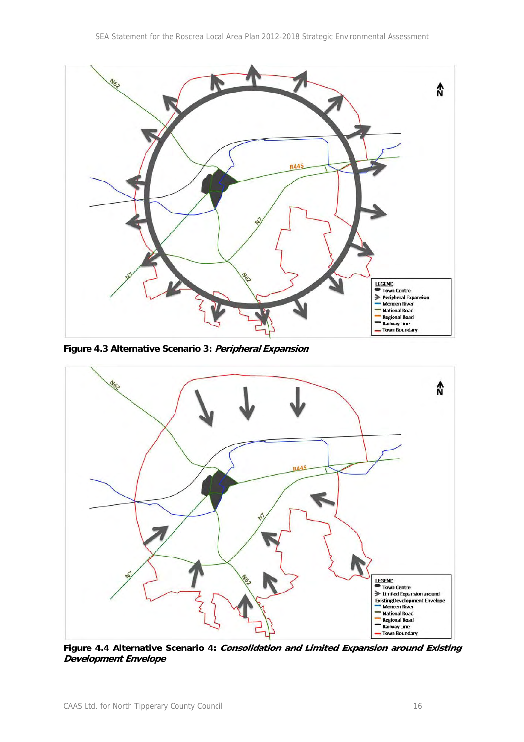**Figure 4.3 Alternative Scenario 3: *Peripheral Expansion***

**Figure 4.4 Alternative Scenario 4: *Consolidation and Limited Expansion around Existing Development Envelope***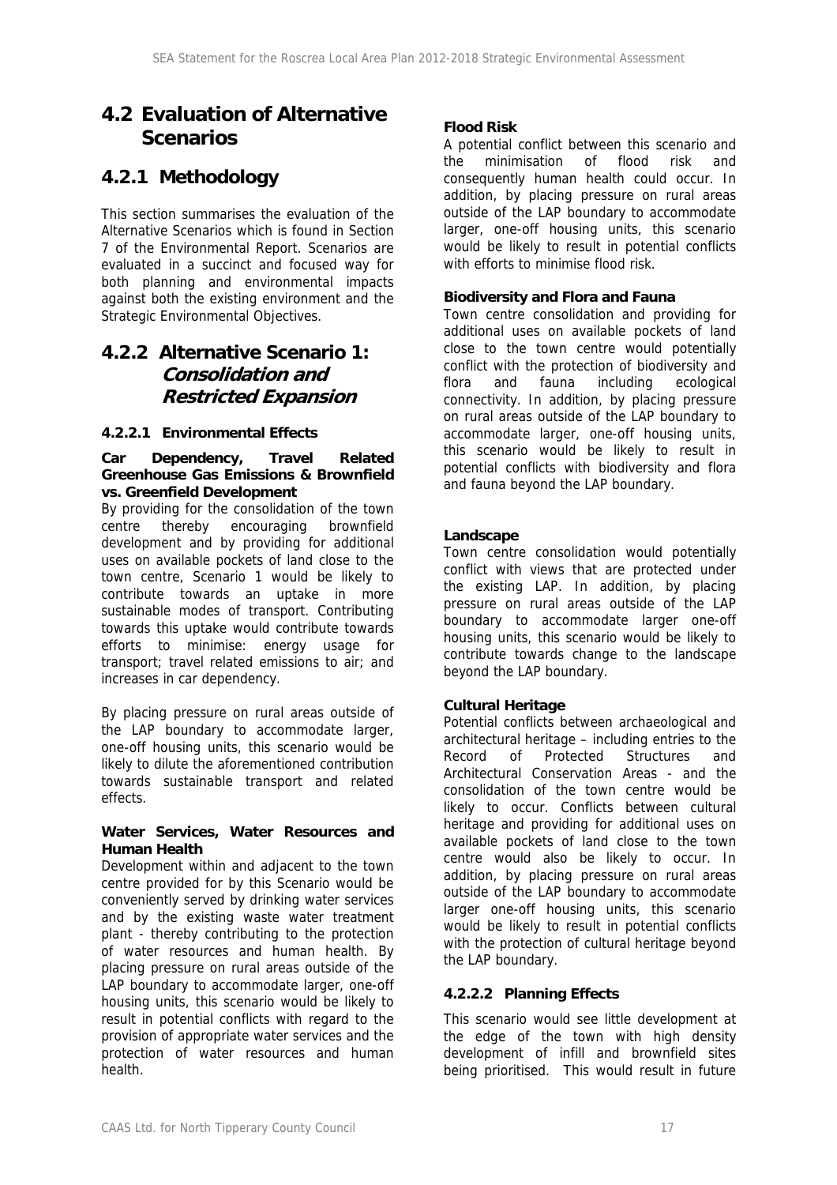## 4.2 Evaluation of Alternative Scenarios

### 4.2.1 Methodology

This section summarises the evaluation of the Alternative Scenarios which is found in Section 7 of the Environmental Report. Scenarios are evaluated in a succinct and focused way for both planning and environmental impacts against both the existing environment and the Strategic Environmental Objectives.

### 4.2.2 Alternative Scenario 1: *Consolidation and Restricted Expansion*

#### 4.2.2.1 Environmental Effects

**Car Dependency, Travel Related Greenhouse Gas Emissions & Brownfield vs. Greenfield Development**

By providing for the consolidation of the town centre thereby encouraging brownfield development and by providing for additional uses on available pockets of land close to the town centre, Scenario 1 would be likely to contribute towards an uptake in more sustainable modes of transport. Contributing towards this uptake would contribute towards efforts to minimise: energy usage for transport; travel related emissions to air; and increases in car dependency.

By placing pressure on rural areas outside of the LAP boundary to accommodate larger, one-off housing units, this scenario would be likely to dilute the aforementioned contribution towards sustainable transport and related effects.

**Water Services, Water Resources and Human Health**

Development within and adjacent to the town centre provided for by this Scenario would be conveniently served by drinking water services and by the existing waste water treatment plant - thereby contributing to the protection of water resources and human health. By placing pressure on rural areas outside of the LAP boundary to accommodate larger, one-off housing units, this scenario would be likely to result in potential conflicts with regard to the provision of appropriate water services and the protection of water resources and human health.

**Flood Risk**

A potential conflict between this scenario and the minimisation of flood risk and consequently human health could occur. In addition, by placing pressure on rural areas outside of the LAP boundary to accommodate larger, one-off housing units, this scenario would be likely to result in potential conflicts with efforts to minimise flood risk.

**Biodiversity and Flora and Fauna**

Town centre consolidation and providing for additional uses on available pockets of land close to the town centre would potentially conflict with the protection of biodiversity and flora and fauna including ecological connectivity. In addition, by placing pressure on rural areas outside of the LAP boundary to accommodate larger, one-off housing units, this scenario would be likely to result in potential conflicts with biodiversity and flora and fauna beyond the LAP boundary.

**Landscape**

Town centre consolidation would potentially conflict with views that are protected under the existing LAP. In addition, by placing pressure on rural areas outside of the LAP boundary to accommodate larger one-off housing units, this scenario would be likely to contribute towards change to the landscape beyond the LAP boundary.

**Cultural Heritage**

Potential conflicts between archaeological and architectural heritage – including entries to the Record of Protected Structures and Architectural Conservation Areas - and the consolidation of the town centre would be likely to occur. Conflicts between cultural heritage and providing for additional uses on available pockets of land close to the town centre would also be likely to occur. In addition, by placing pressure on rural areas outside of the LAP boundary to accommodate larger one-off housing units, this scenario would be likely to result in potential conflicts with the protection of cultural heritage beyond the LAP boundary.

#### 4.2.2.2 Planning Effects

This scenario would see little development at the edge of the town with high density development of infill and brownfield sites being prioritised. This would result in future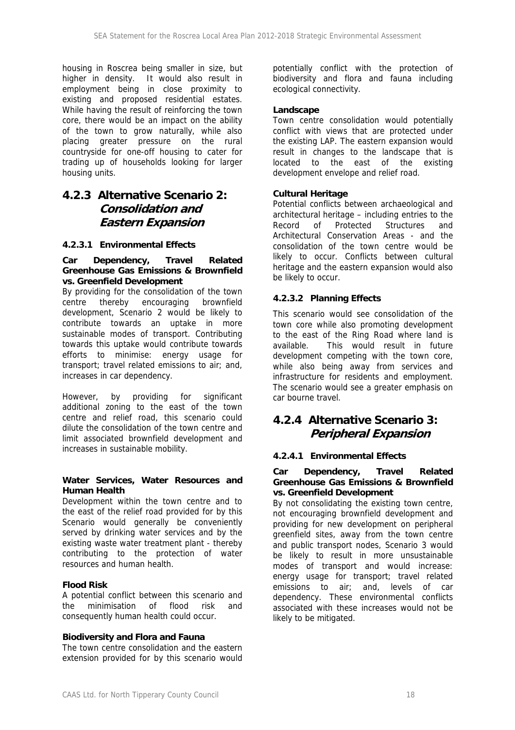housing in Roscrea being smaller in size, but higher in density. It would also result in employment being in close proximity to existing and proposed residential estates. While having the result of reinforcing the town core, there would be an impact on the ability of the town to grow naturally, while also placing greater pressure on the rural countryside for one-off housing to cater for trading up of households looking for larger housing units.

### 4.2.3 Alternative Scenario 2: *Consolidation and Eastern Expansion*

#### 4.2.3.1 Environmental Effects

**Car Dependency, Travel Related Greenhouse Gas Emissions & Brownfield vs. Greenfield Development**

By providing for the consolidation of the town centre thereby encouraging brownfield development, Scenario 2 would be likely to contribute towards an uptake in more sustainable modes of transport. Contributing towards this uptake would contribute towards efforts to minimise: energy usage for transport; travel related emissions to air; and, increases in car dependency.

However, by providing for significant additional zoning to the east of the town centre and relief road, this scenario could dilute the consolidation of the town centre and limit associated brownfield development and increases in sustainable mobility.

**Water Services, Water Resources and Human Health**

Development within the town centre and to the east of the relief road provided for by this Scenario would generally be conveniently served by drinking water services and by the existing waste water treatment plant - thereby contributing to the protection of water resources and human health.

**Flood Risk**

A potential conflict between this scenario and the minimisation of flood risk and consequently human health could occur.

**Biodiversity and Flora and Fauna**

The town centre consolidation and the eastern extension provided for by this scenario would potentially conflict with the protection of biodiversity and flora and fauna including ecological connectivity.

**Landscape**

Town centre consolidation would potentially conflict with views that are protected under the existing LAP. The eastern expansion would result in changes to the landscape that is located to the east of the existing development envelope and relief road.

**Cultural Heritage**

Potential conflicts between archaeological and architectural heritage – including entries to the Record of Protected Structures and Architectural Conservation Areas - and the consolidation of the town centre would be likely to occur. Conflicts between cultural heritage and the eastern expansion would also be likely to occur.

#### 4.2.3.2 Planning Effects

This scenario would see consolidation of the town core while also promoting development to the east of the Ring Road where land is available. This would result in future development competing with the town core, while also being away from services and infrastructure for residents and employment. The scenario would see a greater emphasis on car bourne travel.

### 4.2.4 Alternative Scenario 3: *Peripheral Expansion*

#### 4.2.4.1 Environmental Effects

**Car Dependency, Travel Related Greenhouse Gas Emissions & Brownfield vs. Greenfield Development**

By not consolidating the existing town centre, not encouraging brownfield development and providing for new development on peripheral greenfield sites, away from the town centre and public transport nodes, Scenario 3 would be likely to result in more unsustainable modes of transport and would increase: energy usage for transport; travel related emissions to air; and, levels of car dependency. These environmental conflicts associated with these increases would not be likely to be mitigated.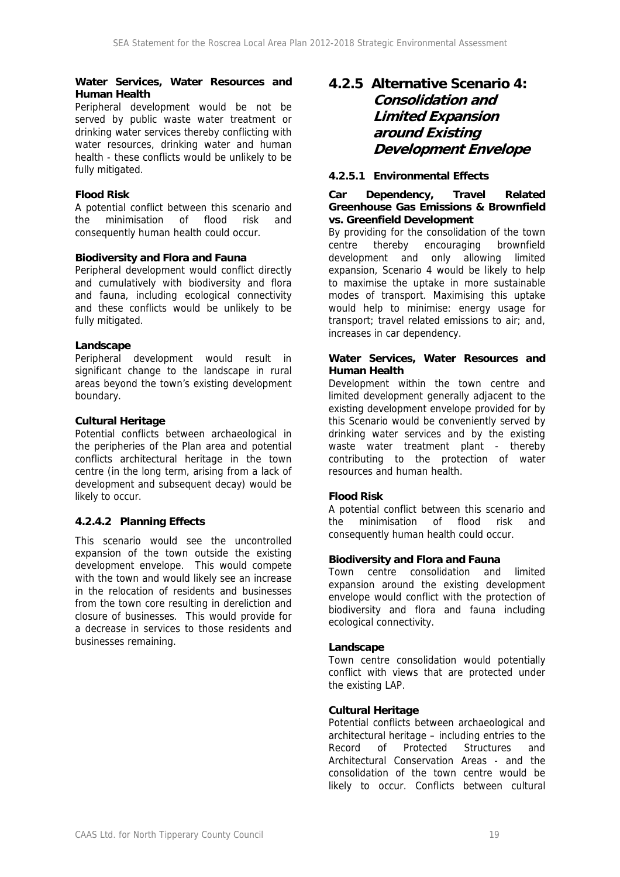**Water Services, Water Resources and Human Health**

Peripheral development would be not be served by public waste water treatment or drinking water services thereby conflicting with water resources, drinking water and human health - these conflicts would be unlikely to be fully mitigated.

**Flood Risk**

A potential conflict between this scenario and the minimisation of flood risk and consequently human health could occur.

**Biodiversity and Flora and Fauna**

Peripheral development would conflict directly and cumulatively with biodiversity and flora and fauna, including ecological connectivity and these conflicts would be unlikely to be fully mitigated.

**Landscape**

Peripheral development would result in significant change to the landscape in rural areas beyond the town's existing development boundary.

**Cultural Heritage**

Potential conflicts between archaeological in the peripheries of the Plan area and potential conflicts architectural heritage in the town centre (in the long term, arising from a lack of development and subsequent decay) would be likely to occur.

#### 4.2.4.2 Planning Effects

This scenario would see the uncontrolled expansion of the town outside the existing development envelope. This would compete with the town and would likely see an increase in the relocation of residents and businesses from the town core resulting in dereliction and closure of businesses. This would provide for a decrease in services to those residents and businesses remaining.

### 4.2.5 Alternative Scenario 4: *Consolidation and Limited Expansion around Existing Development Envelope*

#### 4.2.5.1 Environmental Effects

**Car Dependency, Travel Related Greenhouse Gas Emissions & Brownfield vs. Greenfield Development**

By providing for the consolidation of the town centre thereby encouraging brownfield development and only allowing limited expansion, Scenario 4 would be likely to help to maximise the uptake in more sustainable modes of transport. Maximising this uptake would help to minimise: energy usage for transport; travel related emissions to air; and, increases in car dependency.

**Water Services, Water Resources and Human Health**

Development within the town centre and limited development generally adjacent to the existing development envelope provided for by this Scenario would be conveniently served by drinking water services and by the existing waste water treatment plant - thereby contributing to the protection of water resources and human health.

**Flood Risk**

A potential conflict between this scenario and the minimisation of flood risk and consequently human health could occur.

**Biodiversity and Flora and Fauna**

Town centre consolidation and limited expansion around the existing development envelope would conflict with the protection of biodiversity and flora and fauna including ecological connectivity.

**Landscape**

Town centre consolidation would potentially conflict with views that are protected under the existing LAP.

**Cultural Heritage**

Potential conflicts between archaeological and architectural heritage – including entries to the Record of Protected Structures and Architectural Conservation Areas - and the consolidation of the town centre would be likely to occur. Conflicts between cultural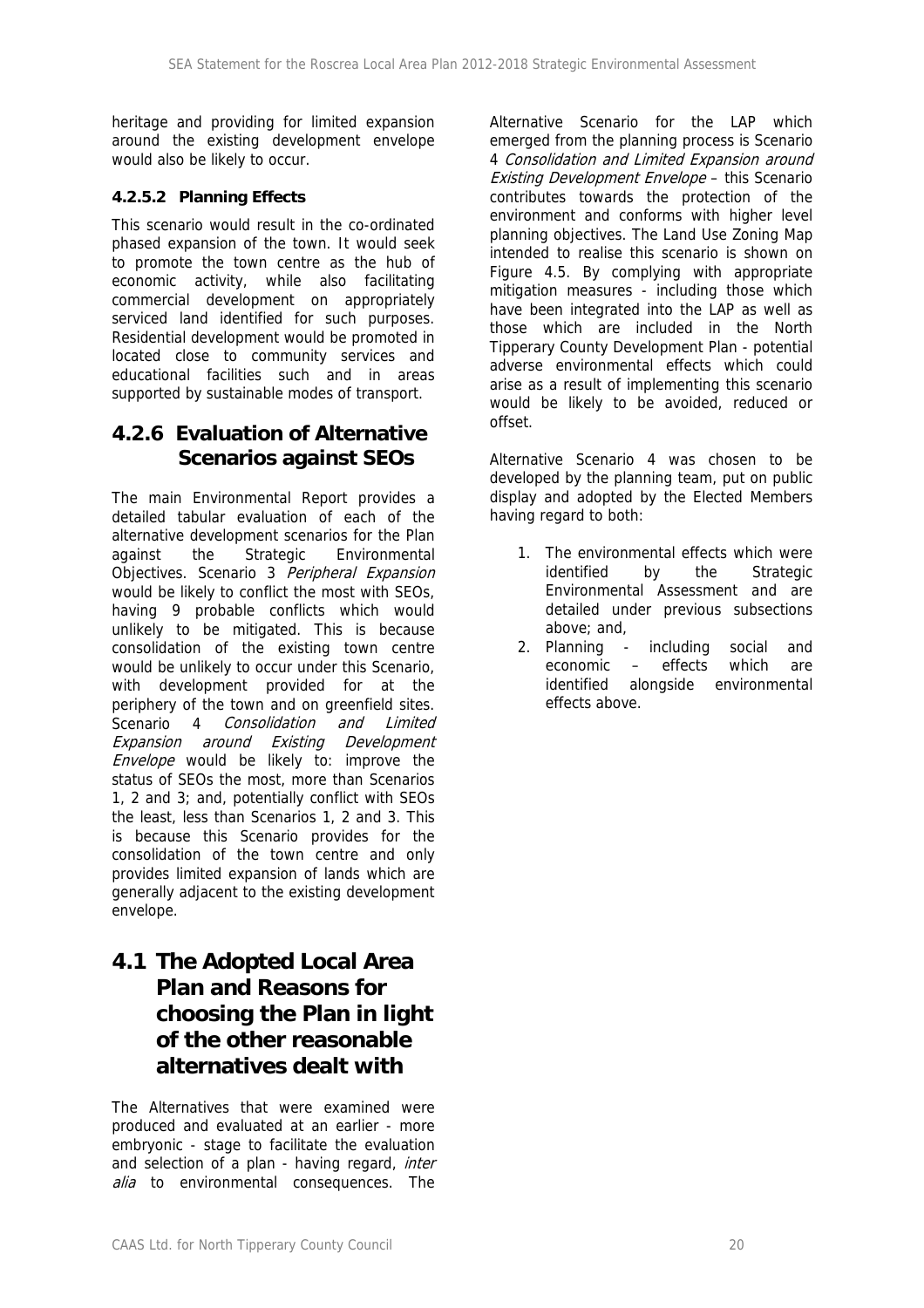heritage and providing for limited expansion around the existing development envelope would also be likely to occur.

#### 4.2.5.2 Planning Effects

This scenario would result in the co-ordinated phased expansion of the town. It would seek to promote the town centre as the hub of economic activity, while also facilitating commercial development on appropriately serviced land identified for such purposes. Residential development would be promoted in located close to community services and educational facilities such and in areas supported by sustainable modes of transport.

### 4.2.6 Evaluation of Alternative Scenarios against SEOs

The main Environmental Report provides a detailed tabular evaluation of each of the alternative development scenarios for the Plan against the Strategic Environmental Objectives. Scenario 3 *Peripheral Expansion* would be likely to conflict the most with SEOs, having 9 probable conflicts which would unlikely to be mitigated. This is because consolidation of the existing town centre would be unlikely to occur under this Scenario, with development provided for at the periphery of the town and on greenfield sites. Scenario 4 *Consolidation and Limited Expansion around Existing Development Envelope* would be likely to: improve the status of SEOs the most, more than Scenarios 1, 2 and 3; and, potentially conflict with SEOs the least, less than Scenarios 1, 2 and 3. This is because this Scenario provides for the consolidation of the town centre and only provides limited expansion of lands which are generally adjacent to the existing development envelope.

## 4.1 The Adopted Local Area Plan and Reasons for choosing the Plan in light of the other reasonable alternatives dealt with

The Alternatives that were examined were produced and evaluated at an earlier - more embryonic - stage to facilitate the evaluation and selection of a plan - having regard, *inter alia* to environmental consequences. The Alternative Scenario for the LAP which emerged from the planning process is Scenario 4 *Consolidation and Limited Expansion around Existing Development Envelope* – this Scenario contributes towards the protection of the environment and conforms with higher level planning objectives. The Land Use Zoning Map intended to realise this scenario is shown on Figure 4.5. By complying with appropriate mitigation measures - including those which have been integrated into the LAP as well as those which are included in the North Tipperary County Development Plan - potential adverse environmental effects which could arise as a result of implementing this scenario would be likely to be avoided, reduced or offset.

Alternative Scenario 4 was chosen to be developed by the planning team, put on public display and adopted by the Elected Members having regard to both:

1. The environmental effects which were identified by the Strategic Environmental Assessment and are detailed under previous subsections above; and,
2. Planning - including social and economic – effects which are identified alongside environmental effects above.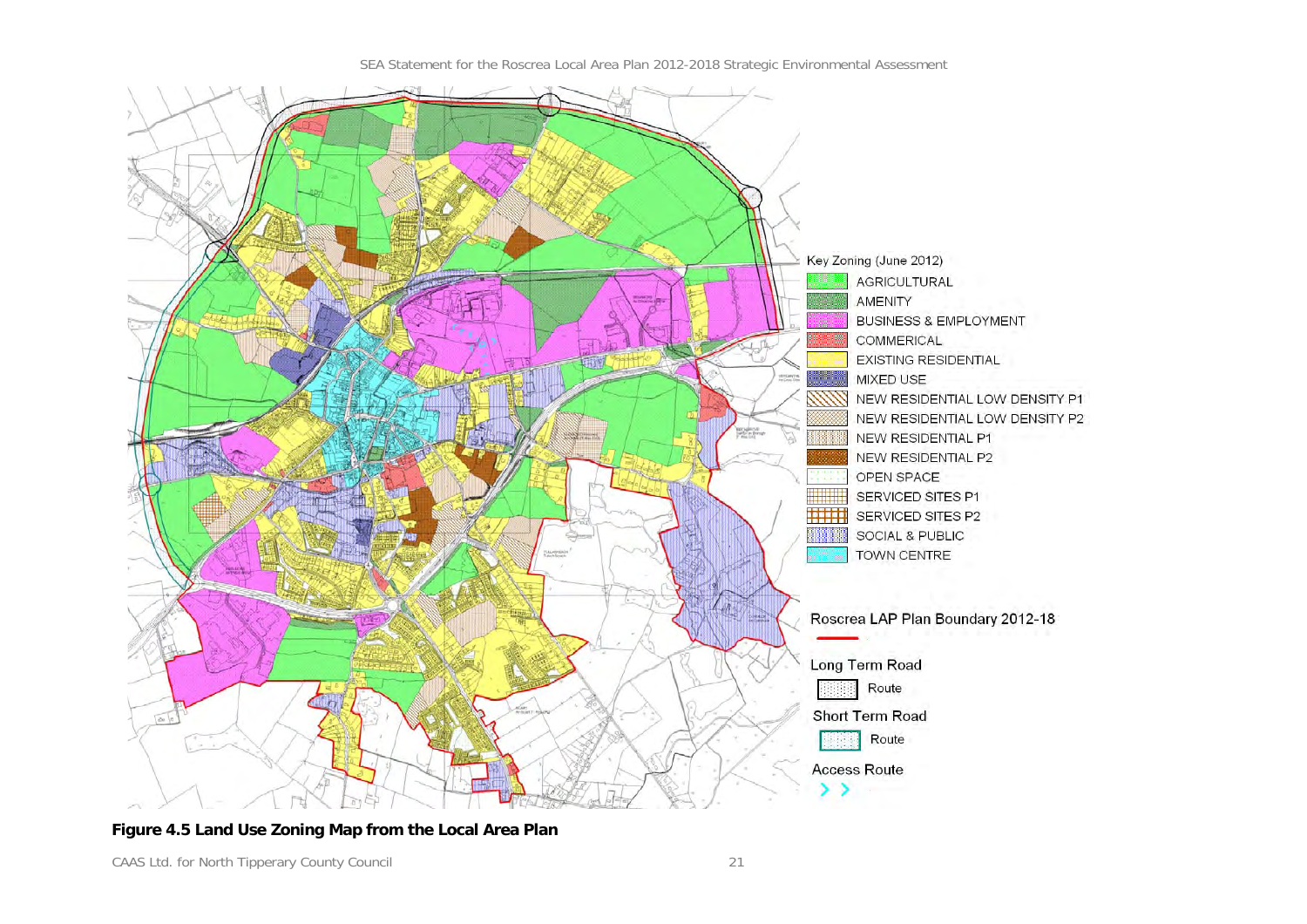**Figure 4.5 Land Use Zoning Map from the Local Area Plan**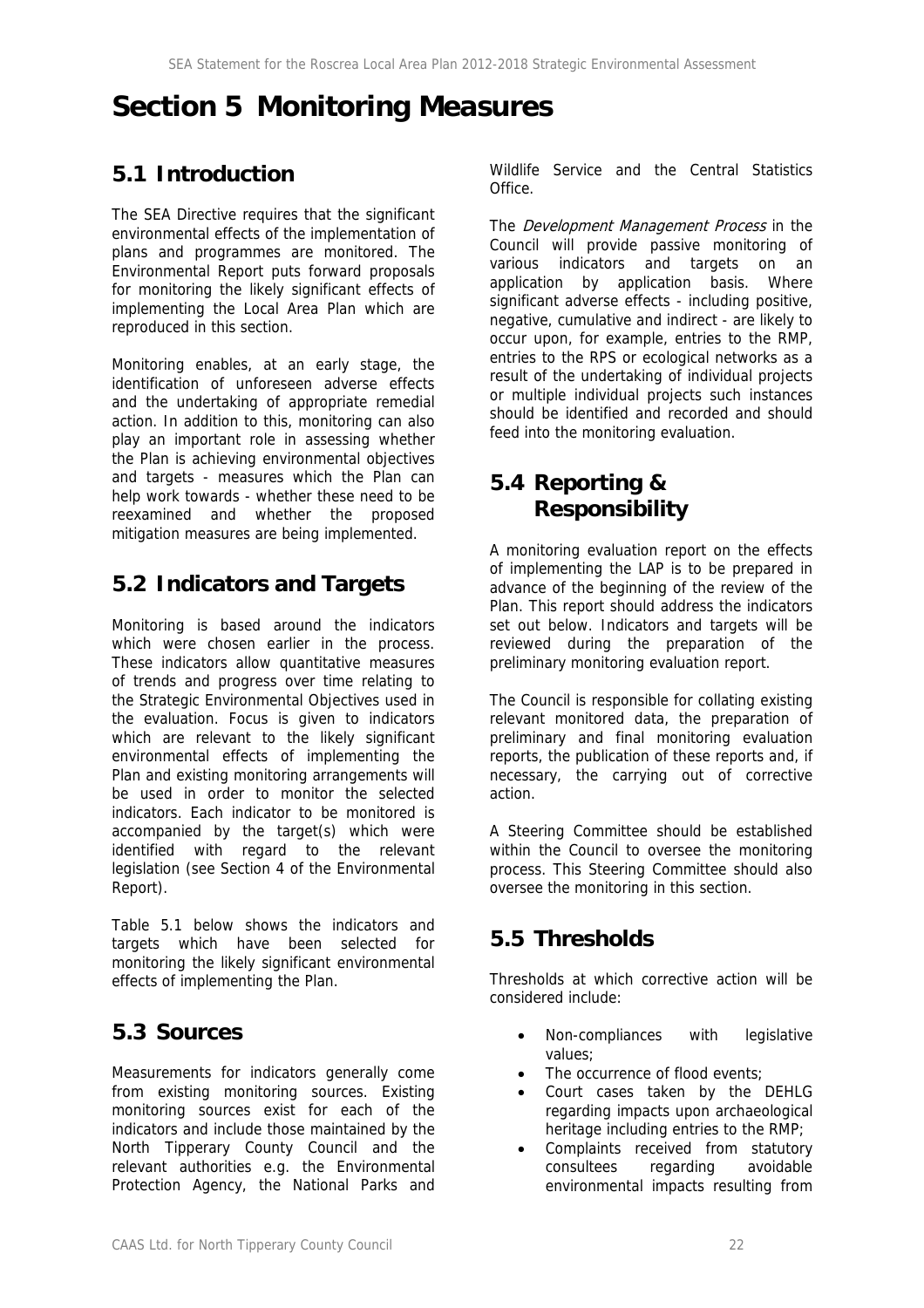# Section 5 Monitoring Measures

## 5.1 Introduction

The SEA Directive requires that the significant environmental effects of the implementation of plans and programmes are monitored. The Environmental Report puts forward proposals for monitoring the likely significant effects of implementing the Local Area Plan which are reproduced in this section.

Monitoring enables, at an early stage, the identification of unforeseen adverse effects and the undertaking of appropriate remedial action. In addition to this, monitoring can also play an important role in assessing whether the Plan is achieving environmental objectives and targets - measures which the Plan can help work towards - whether these need to be reexamined and whether the proposed mitigation measures are being implemented.

## 5.2 Indicators and Targets

Monitoring is based around the indicators which were chosen earlier in the process. These indicators allow quantitative measures of trends and progress over time relating to the Strategic Environmental Objectives used in the evaluation. Focus is given to indicators which are relevant to the likely significant environmental effects of implementing the Plan and existing monitoring arrangements will be used in order to monitor the selected indicators. Each indicator to be monitored is accompanied by the target(s) which were identified with regard to the relevant legislation (see Section 4 of the Environmental Report).

Table 5.1 below shows the indicators and targets which have been selected for monitoring the likely significant environmental effects of implementing the Plan.

## 5.3 Sources

Measurements for indicators generally come from existing monitoring sources. Existing monitoring sources exist for each of the indicators and include those maintained by the North Tipperary County Council and the relevant authorities e.g. the Environmental Protection Agency, the National Parks and Wildlife Service and the Central Statistics Office.

The *Development Management Process* in the Council will provide passive monitoring of various indicators and targets on an application by application basis. Where significant adverse effects - including positive, negative, cumulative and indirect - are likely to occur upon, for example, entries to the RMP, entries to the RPS or ecological networks as a result of the undertaking of individual projects or multiple individual projects such instances should be identified and recorded and should feed into the monitoring evaluation.

## 5.4 Reporting & Responsibility

A monitoring evaluation report on the effects of implementing the LAP is to be prepared in advance of the beginning of the review of the Plan. This report should address the indicators set out below. Indicators and targets will be reviewed during the preparation of the preliminary monitoring evaluation report.

The Council is responsible for collating existing relevant monitored data, the preparation of preliminary and final monitoring evaluation reports, the publication of these reports and, if necessary, the carrying out of corrective action.

A Steering Committee should be established within the Council to oversee the monitoring process. This Steering Committee should also oversee the monitoring in this section.

## 5.5 Thresholds

Thresholds at which corrective action will be considered include:

- Non-compliances with legislative values;
- The occurrence of flood events;
- Court cases taken by the DEHLG regarding impacts upon archaeological heritage including entries to the RMP;
- Complaints received from statutory consultees regarding avoidable environmental impacts resulting from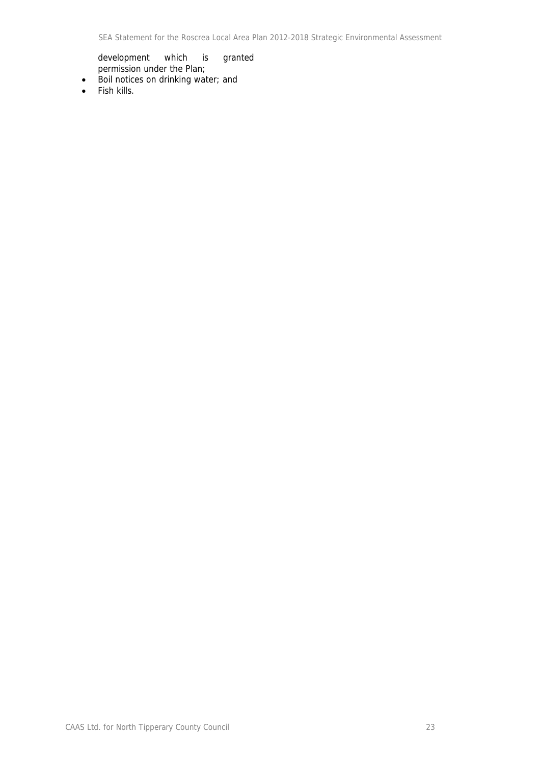development which is granted permission under the Plan;

- Boil notices on drinking water; and
- Fish kills.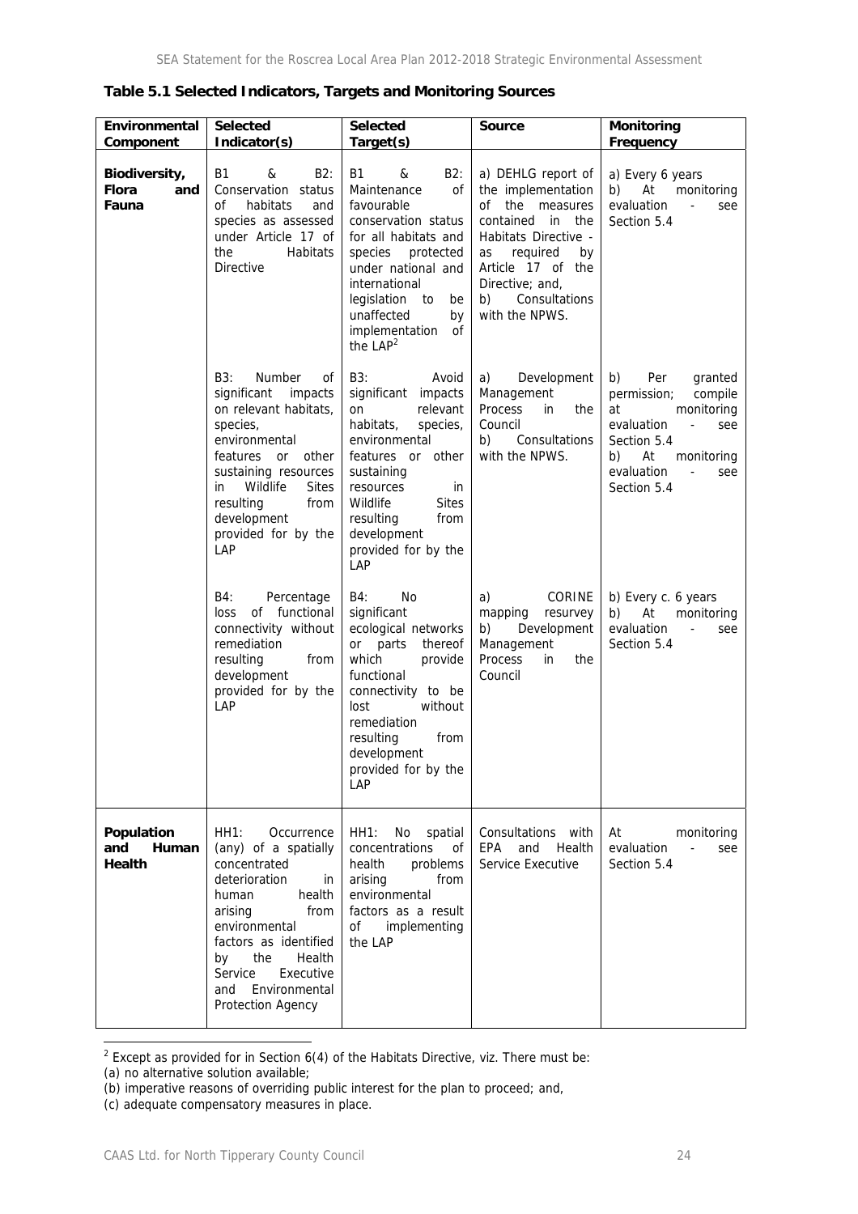**Table 5.1 Selected Indicators, Targets and Monitoring Sources**

| Environmental Component | Selected Indicator(s) | Selected Target(s) | Source | Monitoring Frequency |
|---|---|---|---|---|
| **Biodiversity, Flora and Fauna** | B1 & B2: Conservation status of habitats and species as assessed under Article 17 of the Habitats Directive | B1 & B2: Maintenance of favourable conservation status for all habitats and species protected under national and international legislation to be unaffected by implementation of the LAP[2] | a) DEHLG report of the implementation of the measures contained in the Habitats Directive - as required by Article 17 of the Directive; and, b) Consultations with the NPWS. | a) Every 6 years b) At monitoring evaluation - see Section 5.4 |
| | B3: Number of significant impacts on relevant habitats, species, environmental features or other sustaining resources in Wildlife Sites resulting from development provided for by the LAP | B3: Avoid significant impacts on relevant habitats, species, environmental features or other sustaining resources in Wildlife Sites resulting from development provided for by the LAP | a) Development Management Process in the Council b) Consultations with the NPWS. | b) Per granted permission; compile at monitoring evaluation - see Section 5.4 b) At monitoring evaluation - see Section 5.4 |
| | B4: Percentage loss of functional connectivity without remediation resulting from development provided for by the LAP | B4: No significant ecological networks or parts thereof which provide functional connectivity to be lost without remediation resulting from development provided for by the LAP | a) CORINE mapping resurvey b) Development Management Process in the Council | b) Every c. 6 years b) At monitoring evaluation - see Section 5.4 |
| **Population and Human Health** | HH1: Occurrence (any) of a spatially concentrated deterioration in human health arising from environmental factors as identified by the Health Service Executive and Environmental Protection Agency | HH1: No spatial concentrations of health problems arising from environmental factors as a result of implementing the LAP | Consultations with EPA and Health Service Executive | At monitoring evaluation - see Section 5.4 |

[2] Except as provided for in Section 6(4) of the Habitats Directive, viz. There must be:
(a) no alternative solution available;
(b) imperative reasons of overriding public interest for the plan to proceed; and,
(c) adequate compensatory measures in place.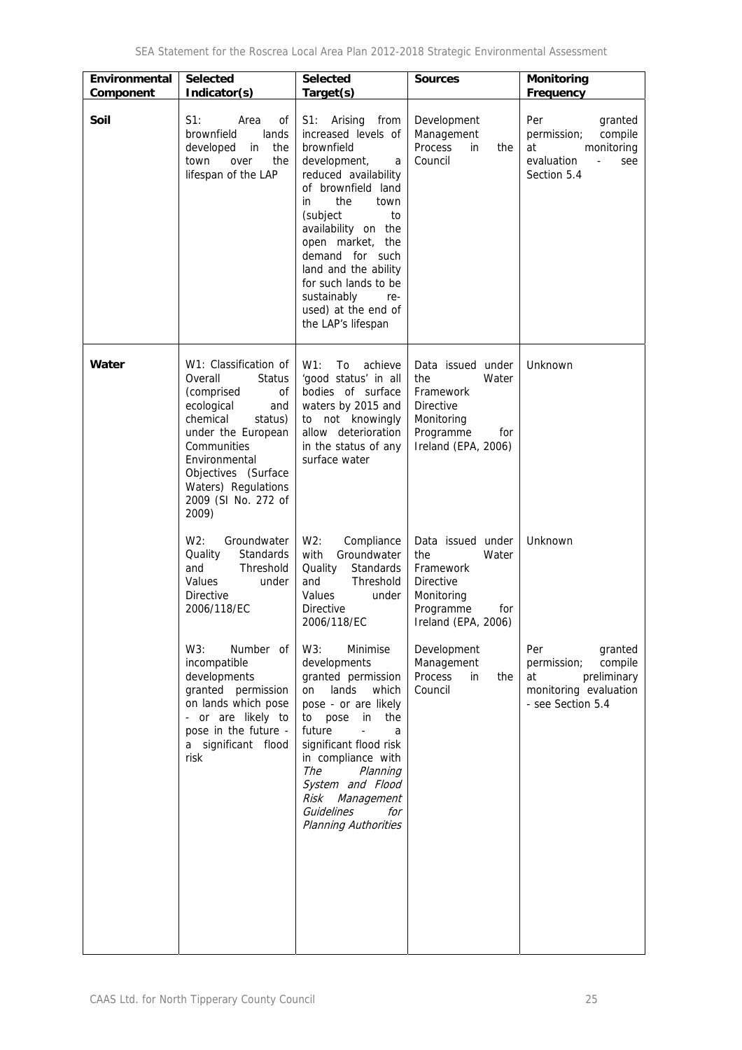| Environmental Component | Selected Indicator(s) | Selected Target(s) | Sources | Monitoring Frequency |
|---|---|---|---|---|
| **Soil** | S1: Area of brownfield lands developed in the town over the lifespan of the LAP | S1: Arising from increased levels of brownfield development, a reduced availability of brownfield land in the town (subject to availability on the open market, the demand for such land and the ability for such lands to be sustainably re-used) at the end of the LAP's lifespan | Development Management Process in the Council | Per granted permission; compile at monitoring evaluation - see Section 5.4 |
| **Water** | W1: Classification of Overall Status (comprised of ecological and chemical status) under the European Communities Environmental Objectives (Surface Waters) Regulations 2009 (SI No. 272 of 2009) | W1: To achieve 'good status' in all bodies of surface waters by 2015 and to not knowingly allow deterioration in the status of any surface water | Data issued under the Water Framework Directive Monitoring Programme for Ireland (EPA, 2006) | Unknown |
| | W2: Groundwater Quality Standards and Threshold Values under Directive 2006/118/EC | W2: Compliance with Groundwater Quality Standards and Threshold Values under Directive 2006/118/EC | Data issued under the Water Framework Directive Monitoring Programme for Ireland (EPA, 2006) | Unknown |
| | W3: Number of incompatible developments granted permission on lands which pose - or are likely to pose in the future - a significant flood risk | W3: Minimise developments granted permission on lands which pose - or are likely to pose in the future - a significant flood risk in compliance with *The Planning System and Flood Risk Management Guidelines for Planning Authorities* | Development Management Process in the Council | Per granted permission; compile at preliminary monitoring evaluation - see Section 5.4 |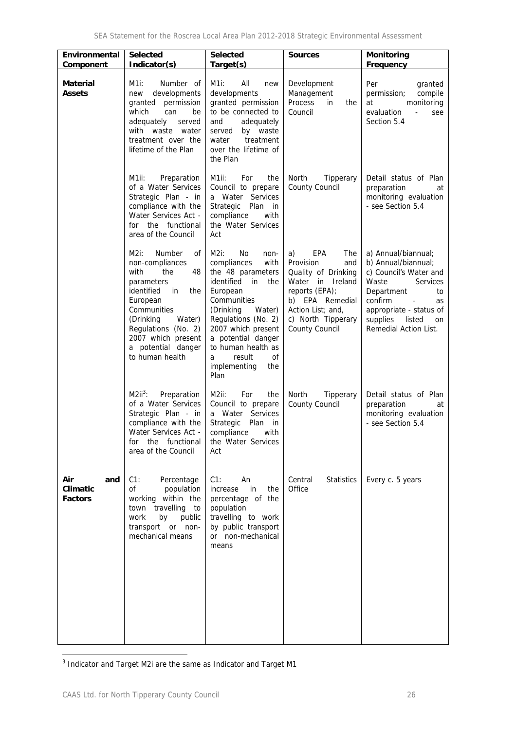| Environmental Component | Selected Indicator(s) | Selected Target(s) | Sources | Monitoring Frequency |
|---|---|---|---|---|
| **Material Assets** | M1i: Number of new developments granted permission which can be adequately served with waste water treatment over the lifetime of the Plan | M1i: All new developments granted permission to be connected to and adequately served by waste water treatment over the lifetime of the Plan | Development Management Process in the Council | Per granted permission; compile at monitoring evaluation - see Section 5.4 |
| | M1ii: Preparation of a Water Services Strategic Plan - in compliance with the Water Services Act - for the functional area of the Council | M1ii: For the Council to prepare a Water Services Strategic Plan in compliance with the Water Services Act | North Tipperary County Council | Detail status of Plan preparation at monitoring evaluation - see Section 5.4 |
| | M2i: Number of non-compliances with the 48 parameters identified in the European Communities (Drinking Water) Regulations (No. 2) 2007 which present a potential danger to human health | M2i: No non-compliances with the 48 parameters identified in the European Communities (Drinking Water) Regulations (No. 2) 2007 which present a potential danger to human health as a result of implementing the Plan | a) EPA The Provision and Quality of Drinking Water in Ireland reports (EPA); b) EPA Remedial Action List; and, c) North Tipperary County Council | a) Annual/biannual; b) Annual/biannual; c) Council's Water and Waste Services Department to confirm - as appropriate - status of supplies listed on Remedial Action List. |
| | M2ii[3]: Preparation of a Water Services Strategic Plan - in compliance with the Water Services Act - for the functional area of the Council | M2ii: For the Council to prepare a Water Services Strategic Plan in compliance with the Water Services Act | North Tipperary County Council | Detail status of Plan preparation at monitoring evaluation - see Section 5.4 |
| **Air and Climatic Factors** | C1: Percentage of population working within the town travelling to work by public transport or non-mechanical means | C1: An increase in the percentage of the population travelling to work by public transport or non-mechanical means | Central Statistics Office | Every c. 5 years |

[3] Indicator and Target M2i are the same as Indicator and Target M1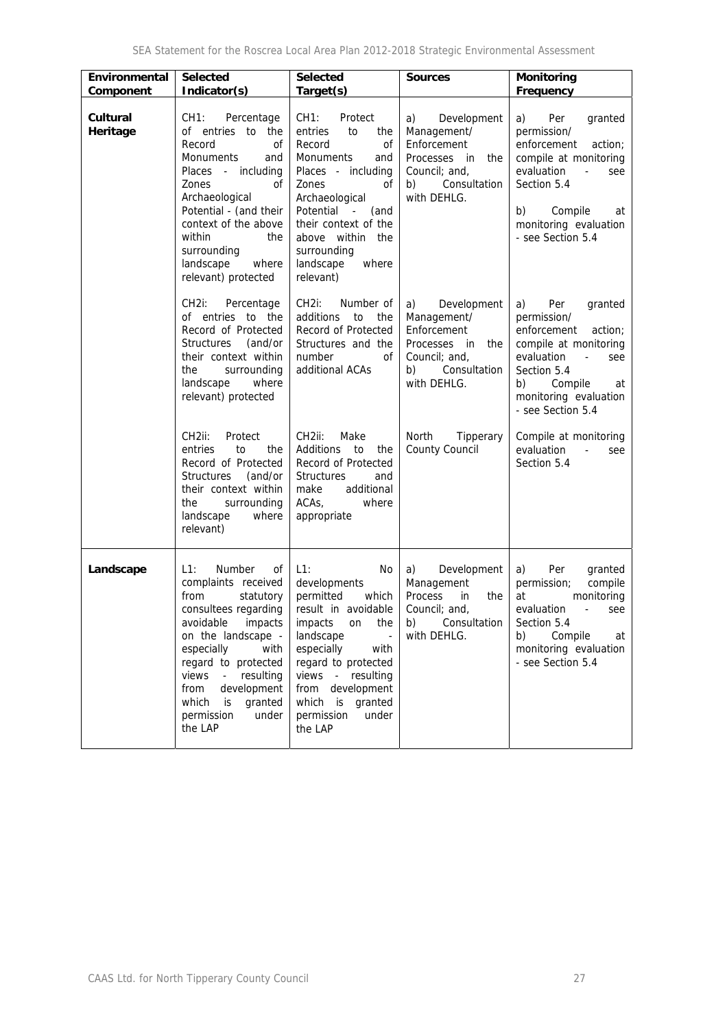| Environmental Component | Selected Indicator(s) | Selected Target(s) | Sources | Monitoring Frequency |
|---|---|---|---|---|
| **Cultural Heritage** | CH1: Percentage of entries to the Record of Monuments and Places - including Zones of Archaeological Potential - (and their context of the above within the surrounding landscape where relevant) protected | CH1: Protect entries to the Record of Monuments and Places - including Zones of Archaeological Potential - (and their context of the above within the surrounding landscape where relevant) | a) Development Management/ Enforcement Processes in the Council; and, b) Consultation with DEHLG. | a) Per granted permission/ enforcement action; compile at monitoring evaluation - see Section 5.4<br><br>b) Compile at monitoring evaluation - see Section 5.4 |
| | CH2i: Percentage of entries to the Record of Protected Structures (and/or their context within the surrounding landscape where relevant) protected | CH2i: Number of additions to the Record of Protected Structures and the number of additional ACAs | a) Development Management/ Enforcement Processes in the Council; and, b) Consultation with DEHLG. | a) Per granted permission/ enforcement action; compile at monitoring evaluation - see Section 5.4<br>b) Compile at monitoring evaluation - see Section 5.4 |
| | CH2ii: Protect entries to the Record of Protected Structures (and/or their context within the surrounding landscape where relevant) | CH2ii: Make Additions to the Record of Protected Structures and make additional ACAs, where appropriate | North Tipperary County Council | Compile at monitoring evaluation - see Section 5.4 |
| **Landscape** | L1: Number of complaints received from statutory consultees regarding avoidable impacts on the landscape - especially with regard to protected views - resulting from development which is granted permission under the LAP | L1: No developments permitted which result in avoidable impacts on the landscape - especially with regard to protected views - resulting from development which is granted permission under the LAP | a) Development Management Process in the Council; and, b) Consultation with DEHLG. | a) Per granted permission; compile at monitoring evaluation - see Section 5.4<br>b) Compile at monitoring evaluation - see Section 5.4 |